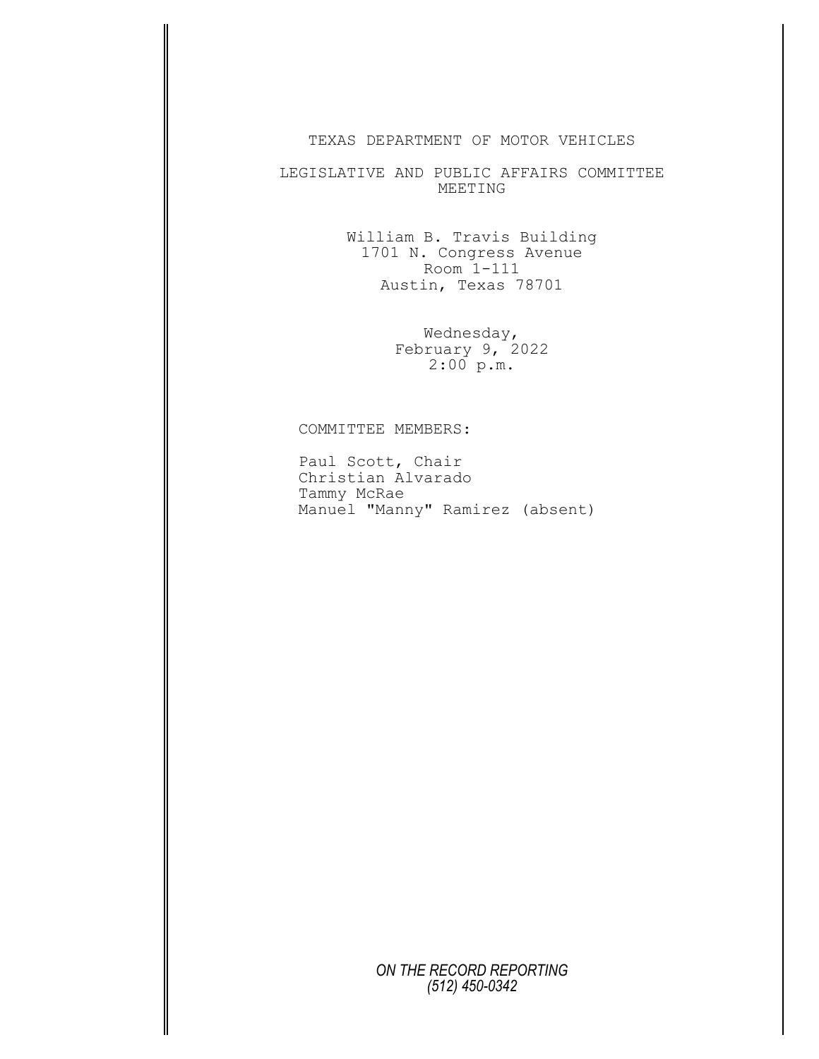# TEXAS DEPARTMENT OF MOTOR VEHICLES

## LEGISLATIVE AND PUBLIC AFFAIRS COMMITTEE MEETING

William B. Travis Building
1701 N. Congress Avenue
Room 1-111
Austin, Texas 78701

Wednesday,
February 9, 2022
2:00 p.m.

COMMITTEE MEMBERS:

Paul Scott, Chair
Christian Alvarado
Tammy McRae
Manuel "Manny" Ramirez (absent)

*ON THE RECORD REPORTING*
*(512) 450-0342*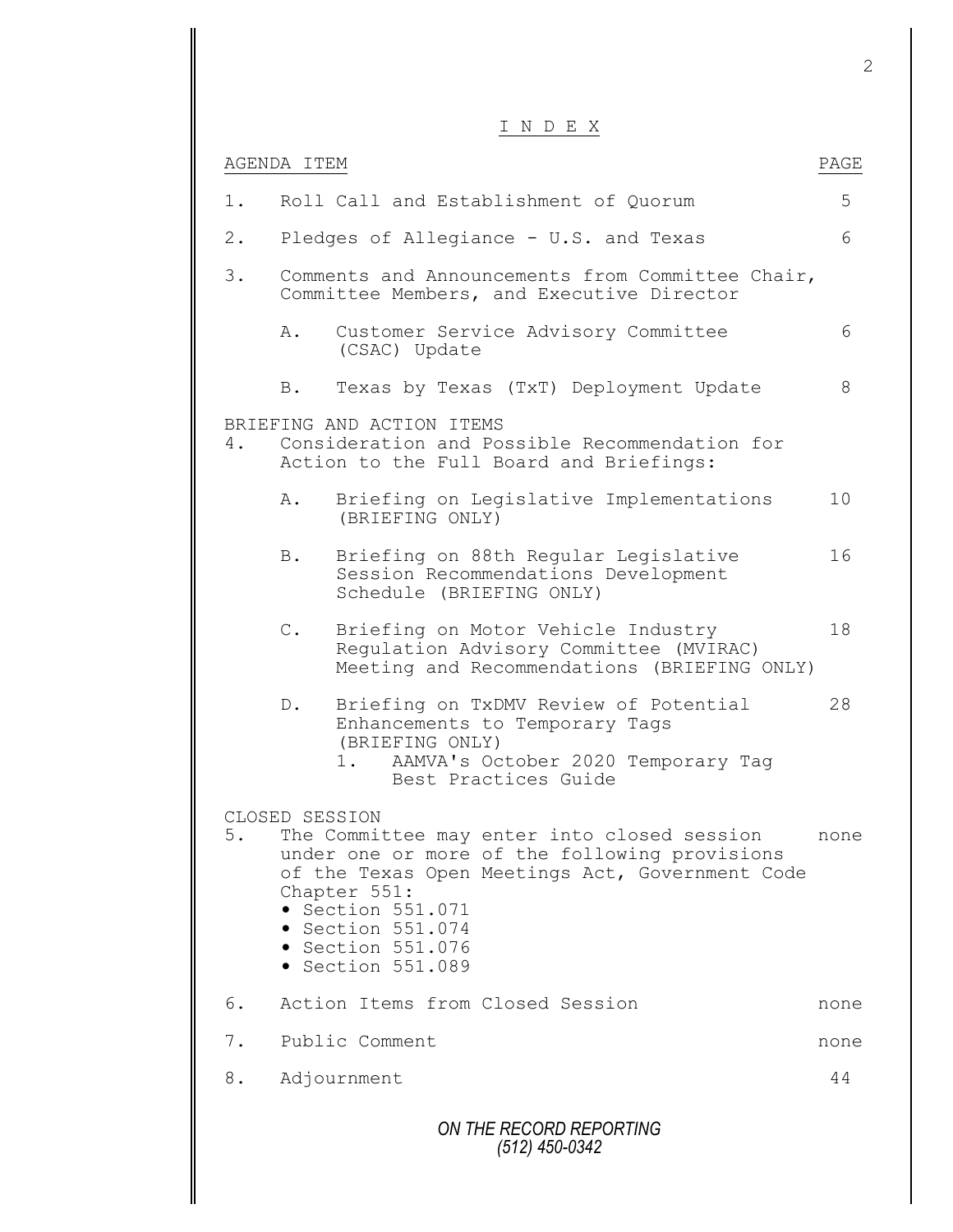# I N D E X

| AGENDA ITEM | | PAGE |
|---|---|---|
| 1. | Roll Call and Establishment of Quorum | 5 |
| 2. | Pledges of Allegiance - U.S. and Texas | 6 |
| 3. | Comments and Announcements from Committee Chair, Committee Members, and Executive Director | |
| | A. Customer Service Advisory Committee (CSAC) Update | 6 |
| | B. Texas by Texas (TxT) Deployment Update | 8 |
| BRIEFING AND ACTION ITEMS | | |
| 4. | Consideration and Possible Recommendation for Action to the Full Board and Briefings: | |
| | A. Briefing on Legislative Implementations (BRIEFING ONLY) | 10 |
| | B. Briefing on 88th Regular Legislative Session Recommendations Development Schedule (BRIEFING ONLY) | 16 |
| | C. Briefing on Motor Vehicle Industry Regulation Advisory Committee (MVIRAC) Meeting and Recommendations (BRIEFING ONLY) | 18 |
| | D. Briefing on TxDMV Review of Potential Enhancements to Temporary Tags (BRIEFING ONLY) 1. AAMVA's October 2020 Temporary Tag Best Practices Guide | 28 |
| CLOSED SESSION | | |
| 5. | The Committee may enter into closed session under one or more of the following provisions of the Texas Open Meetings Act, Government Code Chapter 551: • Section 551.071 • Section 551.074 • Section 551.076 • Section 551.089 | none |
| 6. | Action Items from Closed Session | none |
| 7. | Public Comment | none |
| 8. | Adjournment | 44 |

*ON THE RECORD REPORTING*
*(512) 450-0342*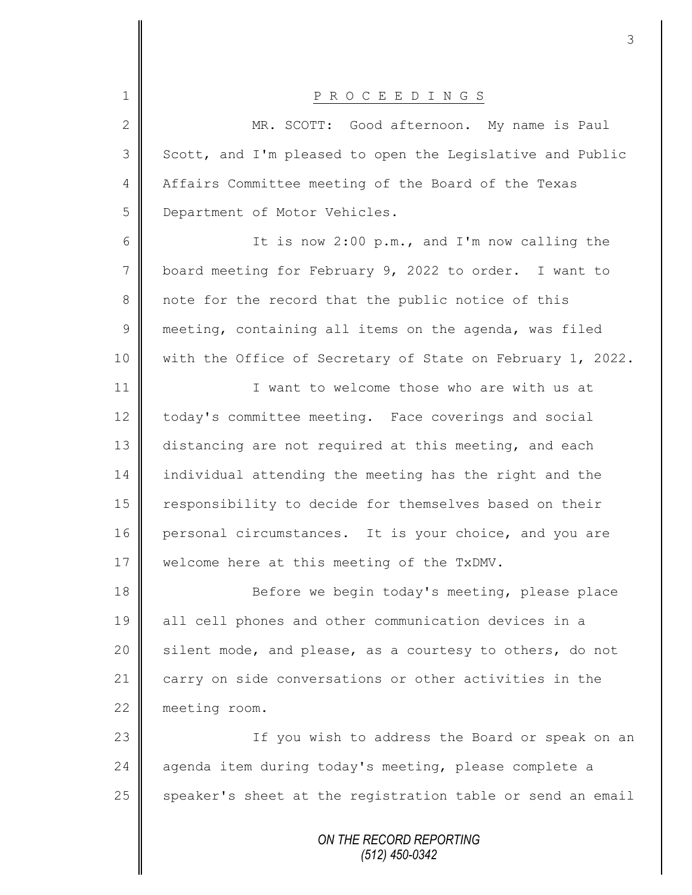# PROCEEDINGS

MR. SCOTT: Good afternoon. My name is Paul Scott, and I'm pleased to open the Legislative and Public Affairs Committee meeting of the Board of the Texas Department of Motor Vehicles.

It is now 2:00 p.m., and I'm now calling the board meeting for February 9, 2022 to order. I want to note for the record that the public notice of this meeting, containing all items on the agenda, was filed with the Office of Secretary of State on February 1, 2022.

I want to welcome those who are with us at today's committee meeting. Face coverings and social distancing are not required at this meeting, and each individual attending the meeting has the right and the responsibility to decide for themselves based on their personal circumstances. It is your choice, and you are welcome here at this meeting of the TxDMV.

Before we begin today's meeting, please place all cell phones and other communication devices in a silent mode, and please, as a courtesy to others, do not carry on side conversations or other activities in the meeting room.

If you wish to address the Board or speak on an agenda item during today's meeting, please complete a speaker's sheet at the registration table or send an email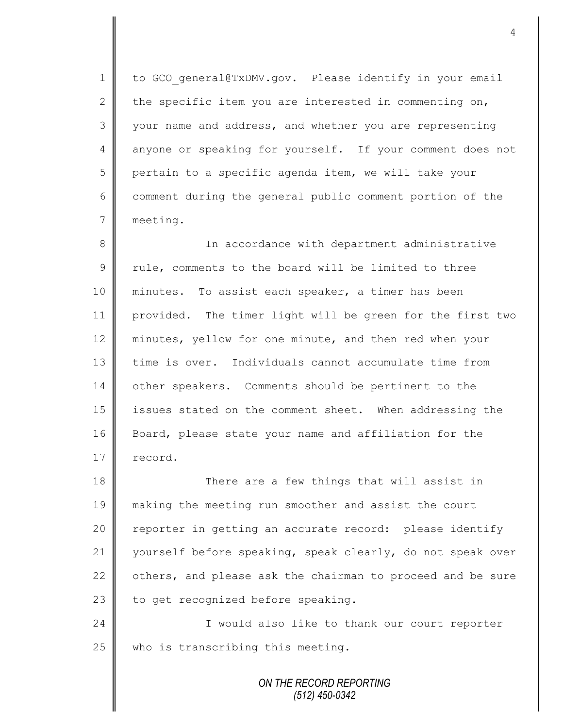to GCO_general@TxDMV.gov. Please identify in your email the specific item you are interested in commenting on, your name and address, and whether you are representing anyone or speaking for yourself. If your comment does not pertain to a specific agenda item, we will take your comment during the general public comment portion of the meeting.

In accordance with department administrative rule, comments to the board will be limited to three minutes. To assist each speaker, a timer has been provided. The timer light will be green for the first two minutes, yellow for one minute, and then red when your time is over. Individuals cannot accumulate time from other speakers. Comments should be pertinent to the issues stated on the comment sheet. When addressing the Board, please state your name and affiliation for the record.

There are a few things that will assist in making the meeting run smoother and assist the court reporter in getting an accurate record: please identify yourself before speaking, speak clearly, do not speak over others, and please ask the chairman to proceed and be sure to get recognized before speaking.

I would also like to thank our court reporter who is transcribing this meeting.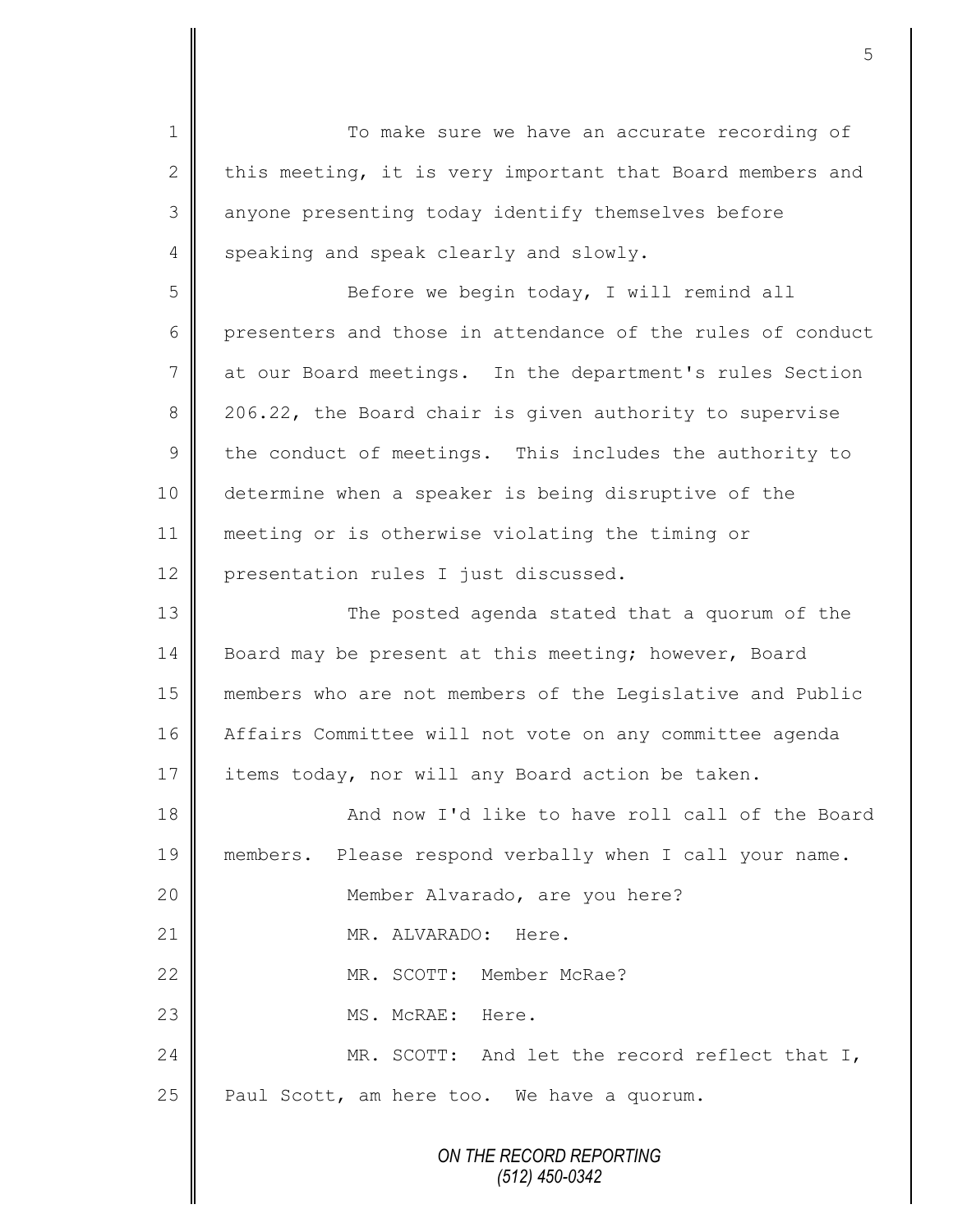To make sure we have an accurate recording of this meeting, it is very important that Board members and anyone presenting today identify themselves before speaking and speak clearly and slowly.

Before we begin today, I will remind all presenters and those in attendance of the rules of conduct at our Board meetings. In the department's rules Section 206.22, the Board chair is given authority to supervise the conduct of meetings. This includes the authority to determine when a speaker is being disruptive of the meeting or is otherwise violating the timing or presentation rules I just discussed.

The posted agenda stated that a quorum of the Board may be present at this meeting; however, Board members who are not members of the Legislative and Public Affairs Committee will not vote on any committee agenda items today, nor will any Board action be taken.

And now I'd like to have roll call of the Board members. Please respond verbally when I call your name.

Member Alvarado, are you here?

MR. ALVARADO: Here.

MR. SCOTT: Member McRae?

MS. McRAE: Here.

MR. SCOTT: And let the record reflect that I, Paul Scott, am here too. We have a quorum.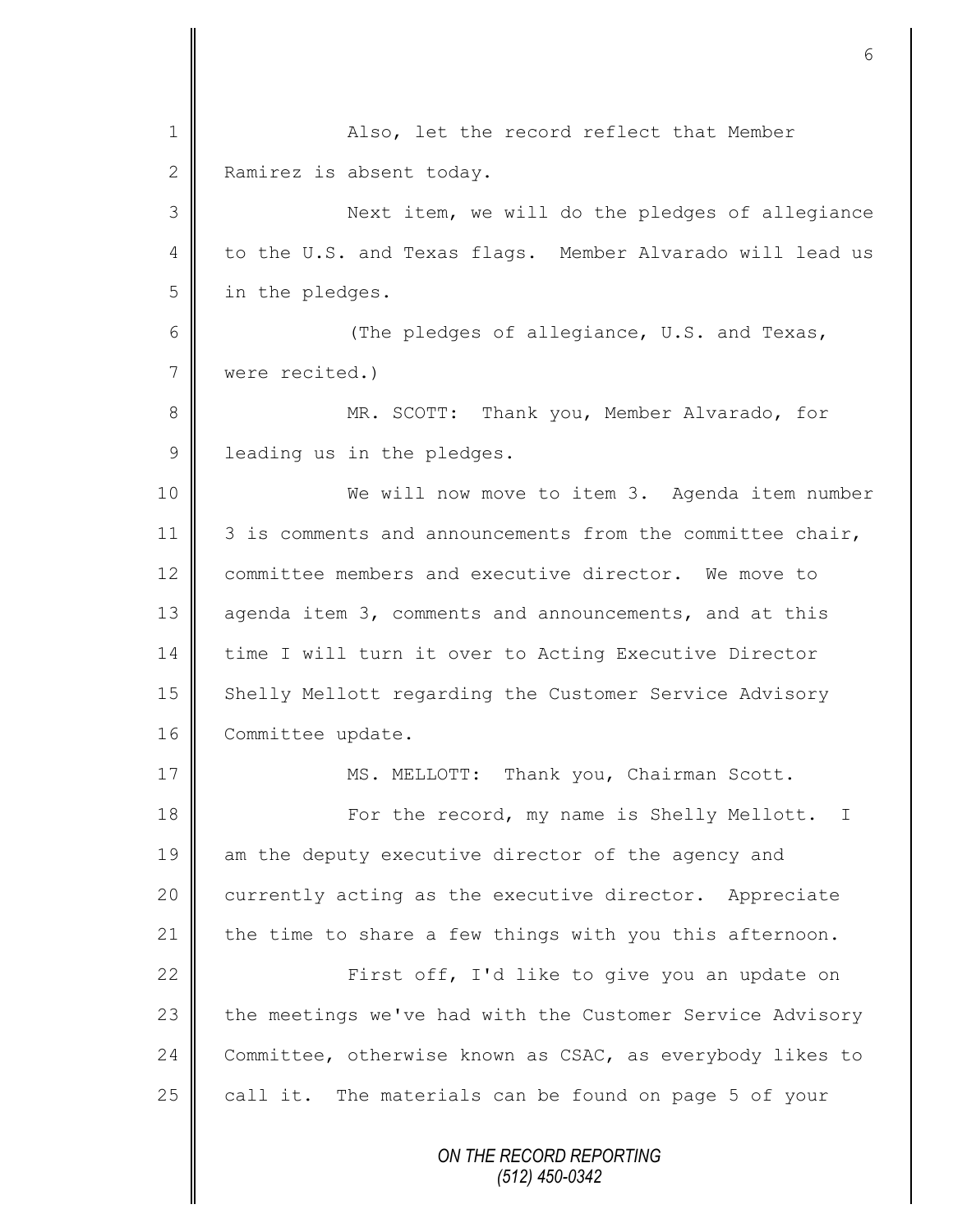Also, let the record reflect that Member Ramirez is absent today.

Next item, we will do the pledges of allegiance to the U.S. and Texas flags. Member Alvarado will lead us in the pledges.

(The pledges of allegiance, U.S. and Texas, were recited.)

MR. SCOTT: Thank you, Member Alvarado, for leading us in the pledges.

We will now move to item 3. Agenda item number 3 is comments and announcements from the committee chair, committee members and executive director. We move to agenda item 3, comments and announcements, and at this time I will turn it over to Acting Executive Director Shelly Mellott regarding the Customer Service Advisory Committee update.

MS. MELLOTT: Thank you, Chairman Scott.

For the record, my name is Shelly Mellott. I am the deputy executive director of the agency and currently acting as the executive director. Appreciate the time to share a few things with you this afternoon.

First off, I'd like to give you an update on the meetings we've had with the Customer Service Advisory Committee, otherwise known as CSAC, as everybody likes to call it. The materials can be found on page 5 of your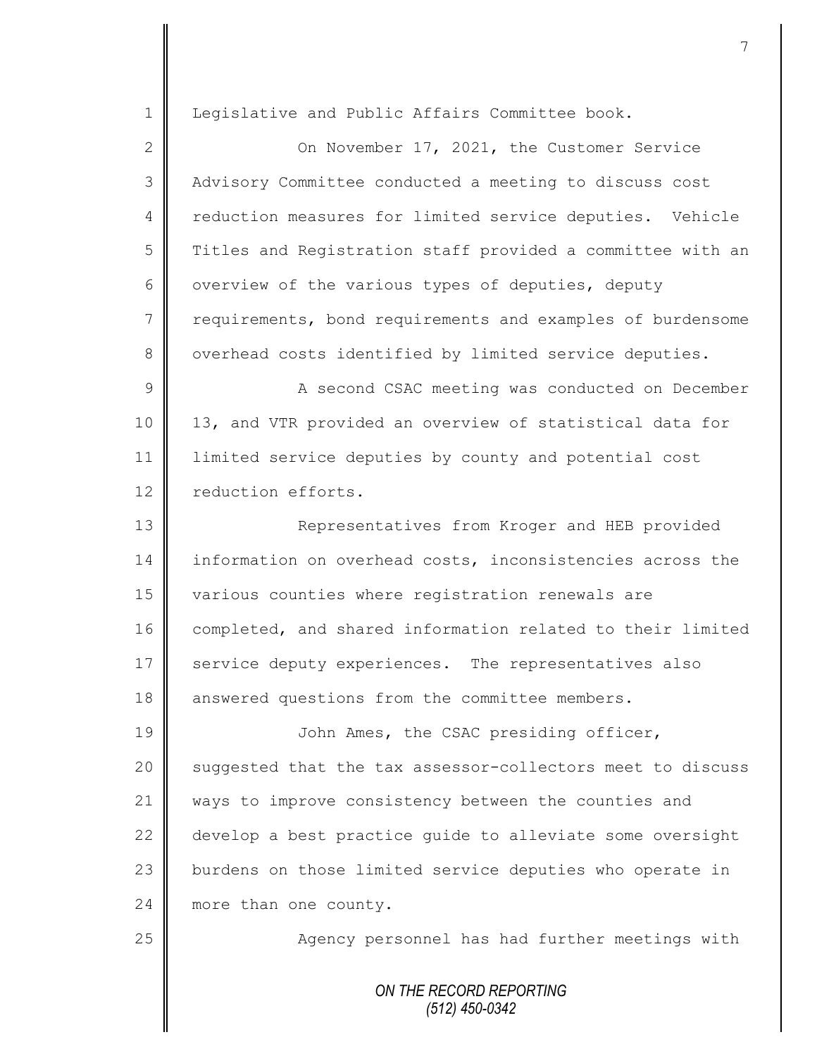Legislative and Public Affairs Committee book.

On November 17, 2021, the Customer Service Advisory Committee conducted a meeting to discuss cost reduction measures for limited service deputies. Vehicle Titles and Registration staff provided a committee with an overview of the various types of deputies, deputy requirements, bond requirements and examples of burdensome overhead costs identified by limited service deputies.

A second CSAC meeting was conducted on December 13, and VTR provided an overview of statistical data for limited service deputies by county and potential cost reduction efforts.

Representatives from Kroger and HEB provided information on overhead costs, inconsistencies across the various counties where registration renewals are completed, and shared information related to their limited service deputy experiences. The representatives also answered questions from the committee members.

John Ames, the CSAC presiding officer, suggested that the tax assessor-collectors meet to discuss ways to improve consistency between the counties and develop a best practice guide to alleviate some oversight burdens on those limited service deputies who operate in more than one county.

Agency personnel has had further meetings with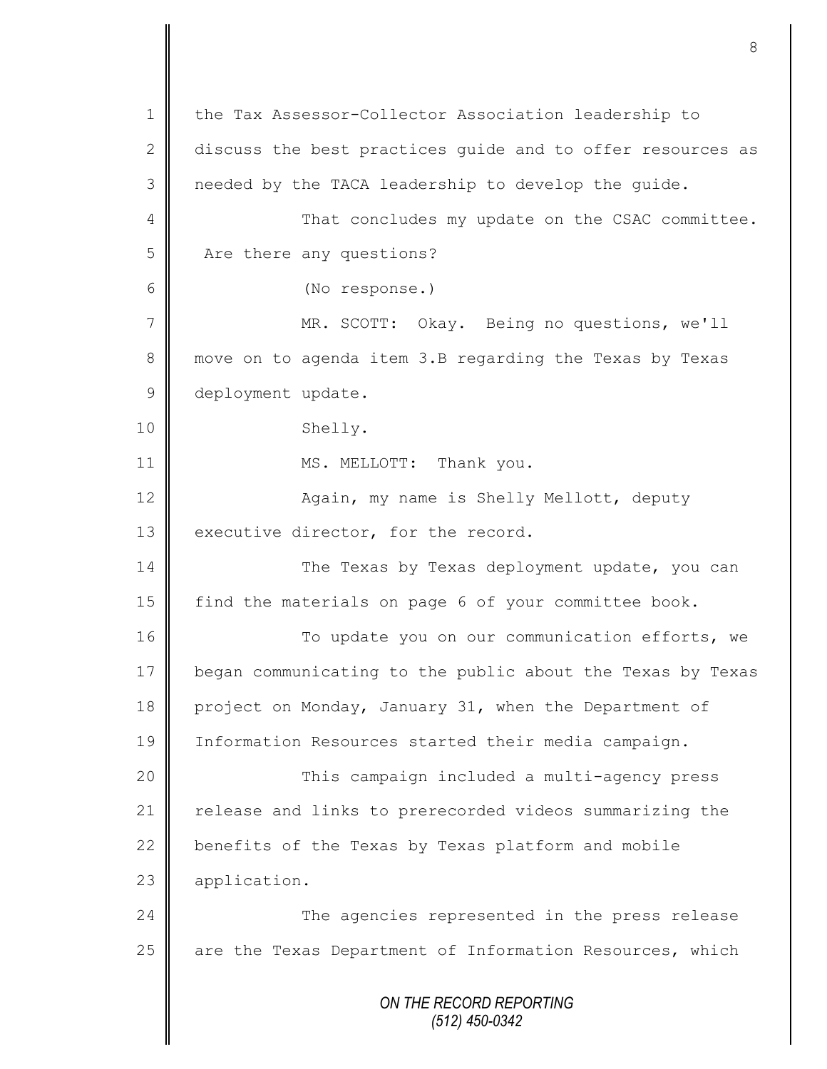the Tax Assessor-Collector Association leadership to discuss the best practices guide and to offer resources as needed by the TACA leadership to develop the guide.

That concludes my update on the CSAC committee. Are there any questions?

(No response.)

MR. SCOTT: Okay. Being no questions, we'll move on to agenda item 3.B regarding the Texas by Texas deployment update.

Shelly.

MS. MELLOTT: Thank you.

Again, my name is Shelly Mellott, deputy executive director, for the record.

The Texas by Texas deployment update, you can find the materials on page 6 of your committee book.

To update you on our communication efforts, we began communicating to the public about the Texas by Texas project on Monday, January 31, when the Department of Information Resources started their media campaign.

This campaign included a multi-agency press release and links to prerecorded videos summarizing the benefits of the Texas by Texas platform and mobile application.

The agencies represented in the press release are the Texas Department of Information Resources, which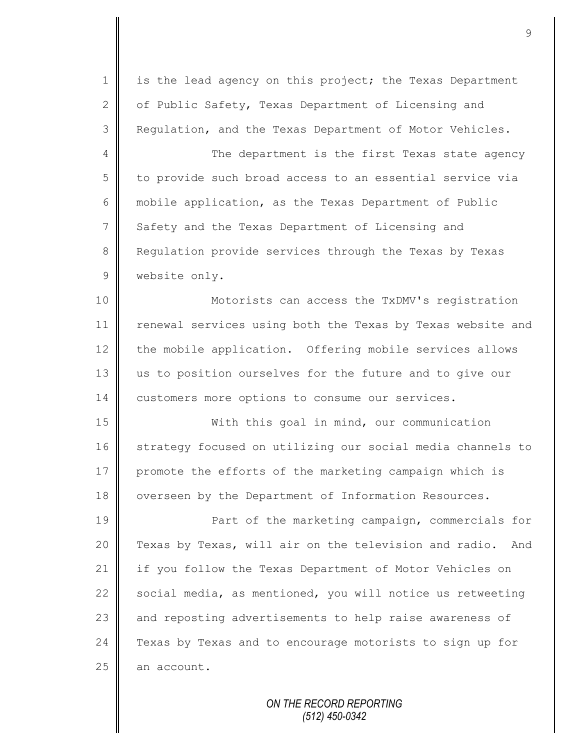is the lead agency on this project; the Texas Department of Public Safety, Texas Department of Licensing and Regulation, and the Texas Department of Motor Vehicles.

The department is the first Texas state agency to provide such broad access to an essential service via mobile application, as the Texas Department of Public Safety and the Texas Department of Licensing and Regulation provide services through the Texas by Texas website only.

Motorists can access the TxDMV's registration renewal services using both the Texas by Texas website and the mobile application. Offering mobile services allows us to position ourselves for the future and to give our customers more options to consume our services.

With this goal in mind, our communication strategy focused on utilizing our social media channels to promote the efforts of the marketing campaign which is overseen by the Department of Information Resources.

Part of the marketing campaign, commercials for Texas by Texas, will air on the television and radio. And if you follow the Texas Department of Motor Vehicles on social media, as mentioned, you will notice us retweeting and reposting advertisements to help raise awareness of Texas by Texas and to encourage motorists to sign up for an account.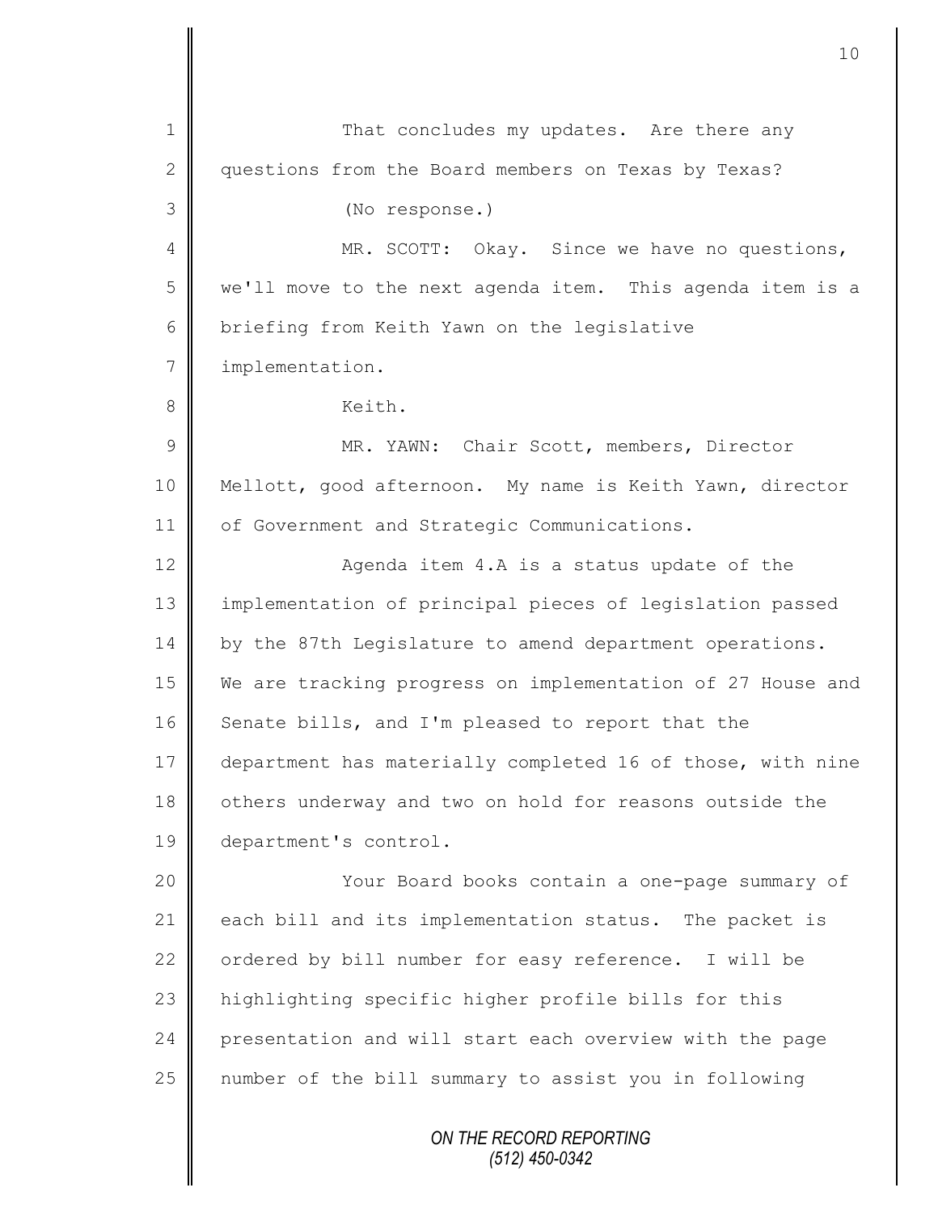That concludes my updates. Are there any questions from the Board members on Texas by Texas?

(No response.)

MR. SCOTT: Okay. Since we have no questions, we'll move to the next agenda item. This agenda item is a briefing from Keith Yawn on the legislative implementation.

Keith.

MR. YAWN: Chair Scott, members, Director Mellott, good afternoon. My name is Keith Yawn, director of Government and Strategic Communications.

Agenda item 4.A is a status update of the implementation of principal pieces of legislation passed by the 87th Legislature to amend department operations. We are tracking progress on implementation of 27 House and Senate bills, and I'm pleased to report that the department has materially completed 16 of those, with nine others underway and two on hold for reasons outside the department's control.

Your Board books contain a one-page summary of each bill and its implementation status. The packet is ordered by bill number for easy reference. I will be highlighting specific higher profile bills for this presentation and will start each overview with the page number of the bill summary to assist you in following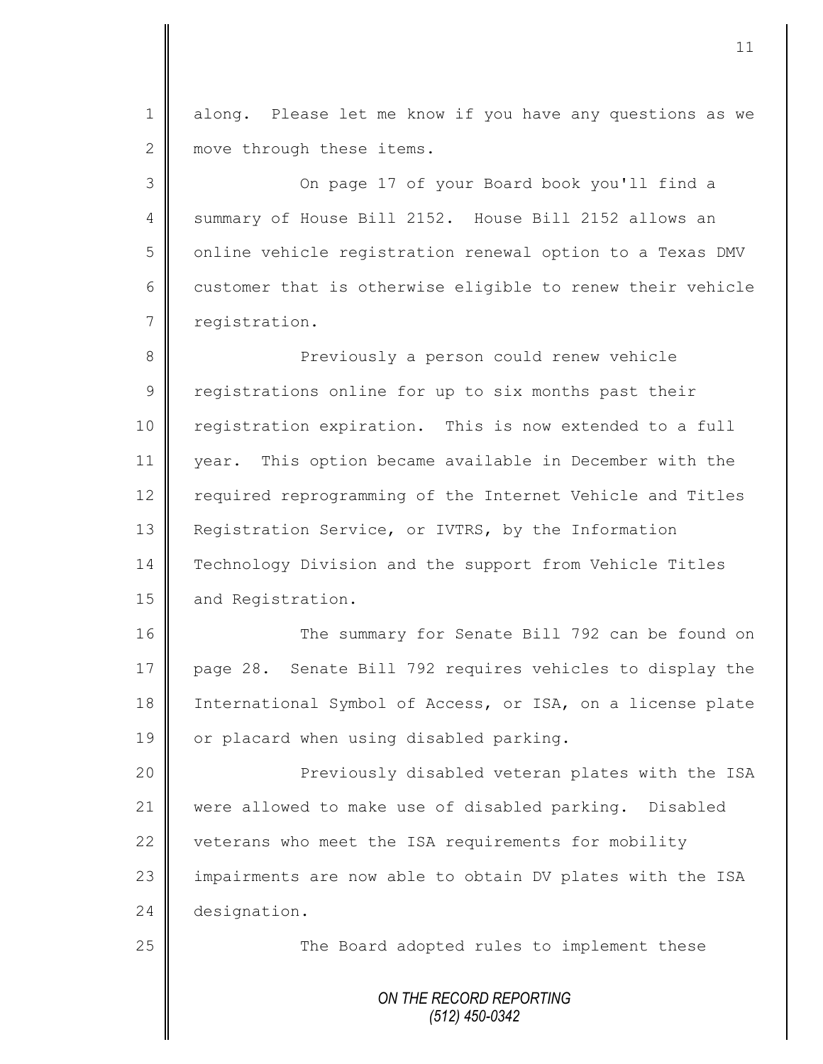along. Please let me know if you have any questions as we move through these items.

On page 17 of your Board book you'll find a summary of House Bill 2152. House Bill 2152 allows an online vehicle registration renewal option to a Texas DMV customer that is otherwise eligible to renew their vehicle registration.

Previously a person could renew vehicle registrations online for up to six months past their registration expiration. This is now extended to a full year. This option became available in December with the required reprogramming of the Internet Vehicle and Titles Registration Service, or IVTRS, by the Information Technology Division and the support from Vehicle Titles and Registration.

The summary for Senate Bill 792 can be found on page 28. Senate Bill 792 requires vehicles to display the International Symbol of Access, or ISA, on a license plate or placard when using disabled parking.

Previously disabled veteran plates with the ISA were allowed to make use of disabled parking. Disabled veterans who meet the ISA requirements for mobility impairments are now able to obtain DV plates with the ISA designation.

The Board adopted rules to implement these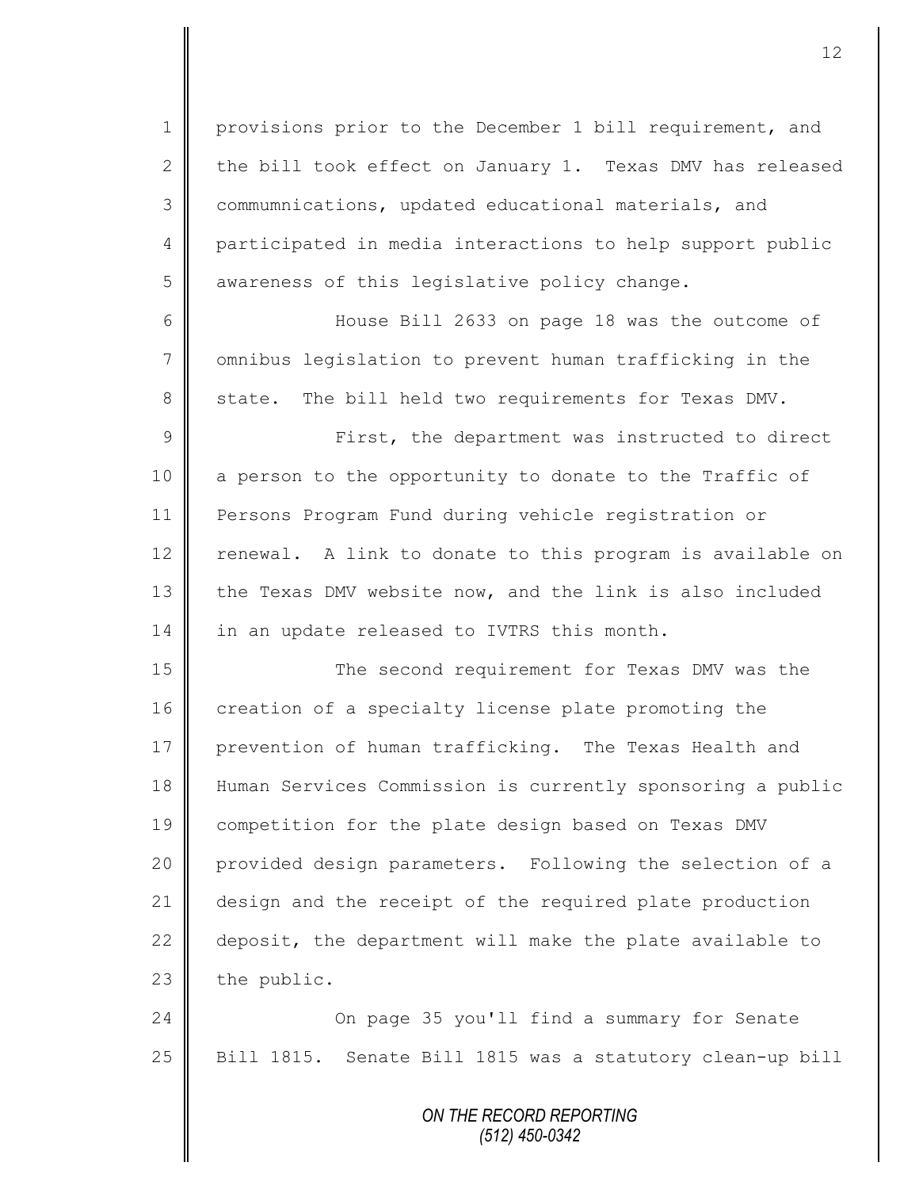provisions prior to the December 1 bill requirement, and the bill took effect on January 1. Texas DMV has released commumnications, updated educational materials, and participated in media interactions to help support public awareness of this legislative policy change.

House Bill 2633 on page 18 was the outcome of omnibus legislation to prevent human trafficking in the state. The bill held two requirements for Texas DMV.

First, the department was instructed to direct a person to the opportunity to donate to the Traffic of Persons Program Fund during vehicle registration or renewal. A link to donate to this program is available on the Texas DMV website now, and the link is also included in an update released to IVTRS this month.

The second requirement for Texas DMV was the creation of a specialty license plate promoting the prevention of human trafficking. The Texas Health and Human Services Commission is currently sponsoring a public competition for the plate design based on Texas DMV provided design parameters. Following the selection of a design and the receipt of the required plate production deposit, the department will make the plate available to the public.

On page 35 you'll find a summary for Senate Bill 1815. Senate Bill 1815 was a statutory clean-up bill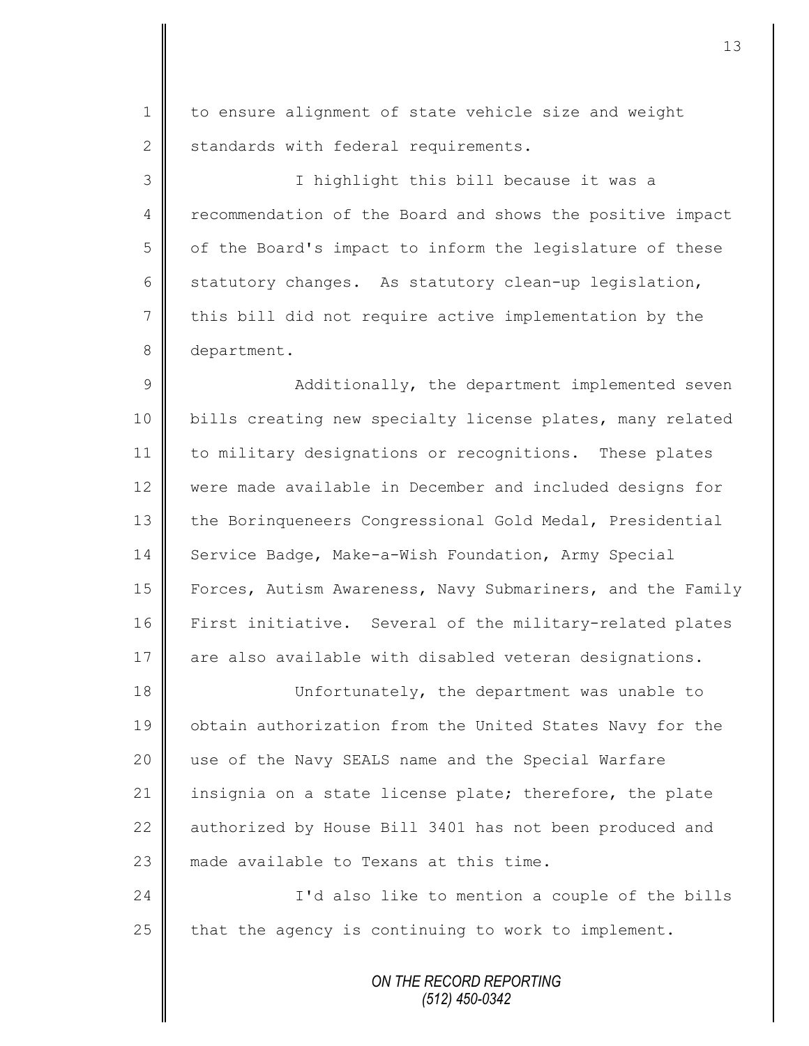to ensure alignment of state vehicle size and weight standards with federal requirements.

I highlight this bill because it was a recommendation of the Board and shows the positive impact of the Board's impact to inform the legislature of these statutory changes. As statutory clean-up legislation, this bill did not require active implementation by the department.

Additionally, the department implemented seven bills creating new specialty license plates, many related to military designations or recognitions. These plates were made available in December and included designs for the Borinqueneers Congressional Gold Medal, Presidential Service Badge, Make-a-Wish Foundation, Army Special Forces, Autism Awareness, Navy Submariners, and the Family First initiative. Several of the military-related plates are also available with disabled veteran designations.

Unfortunately, the department was unable to obtain authorization from the United States Navy for the use of the Navy SEALS name and the Special Warfare insignia on a state license plate; therefore, the plate authorized by House Bill 3401 has not been produced and made available to Texans at this time.

I'd also like to mention a couple of the bills that the agency is continuing to work to implement.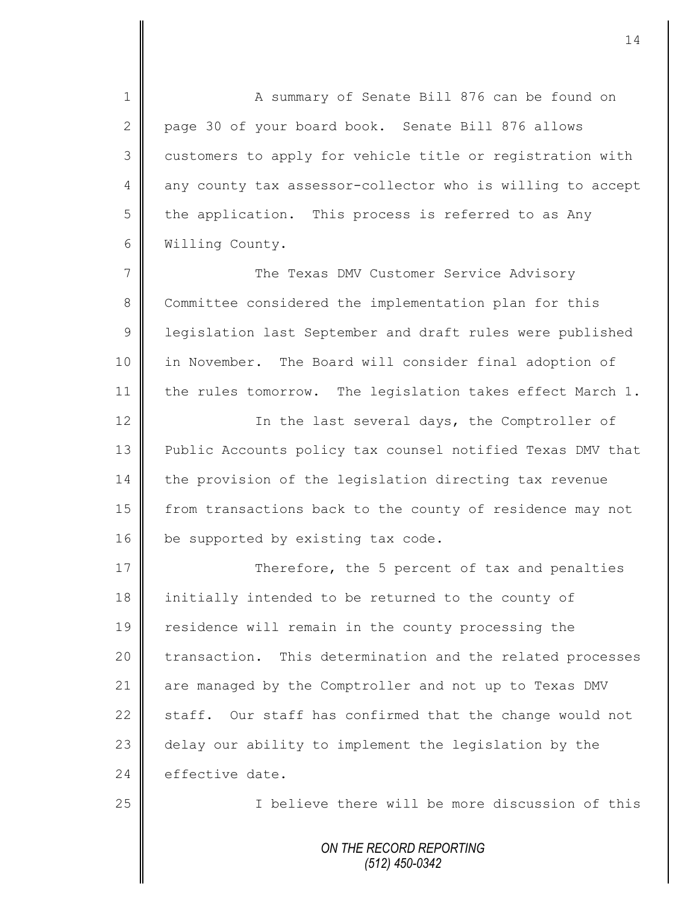A summary of Senate Bill 876 can be found on page 30 of your board book. Senate Bill 876 allows customers to apply for vehicle title or registration with any county tax assessor-collector who is willing to accept the application. This process is referred to as Any Willing County.

The Texas DMV Customer Service Advisory Committee considered the implementation plan for this legislation last September and draft rules were published in November. The Board will consider final adoption of the rules tomorrow. The legislation takes effect March 1.

In the last several days, the Comptroller of Public Accounts policy tax counsel notified Texas DMV that the provision of the legislation directing tax revenue from transactions back to the county of residence may not be supported by existing tax code.

Therefore, the 5 percent of tax and penalties initially intended to be returned to the county of residence will remain in the county processing the transaction. This determination and the related processes are managed by the Comptroller and not up to Texas DMV staff. Our staff has confirmed that the change would not delay our ability to implement the legislation by the effective date.

I believe there will be more discussion of this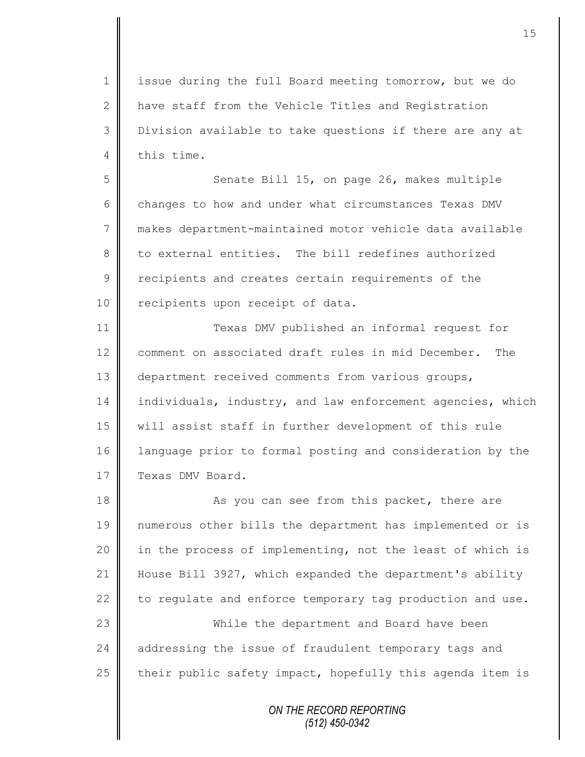issue during the full Board meeting tomorrow, but we do have staff from the Vehicle Titles and Registration Division available to take questions if there are any at this time.

Senate Bill 15, on page 26, makes multiple changes to how and under what circumstances Texas DMV makes department-maintained motor vehicle data available to external entities. The bill redefines authorized recipients and creates certain requirements of the recipients upon receipt of data.

Texas DMV published an informal request for comment on associated draft rules in mid December. The department received comments from various groups, individuals, industry, and law enforcement agencies, which will assist staff in further development of this rule language prior to formal posting and consideration by the Texas DMV Board.

As you can see from this packet, there are numerous other bills the department has implemented or is in the process of implementing, not the least of which is House Bill 3927, which expanded the department's ability to regulate and enforce temporary tag production and use.

While the department and Board have been addressing the issue of fraudulent temporary tags and their public safety impact, hopefully this agenda item is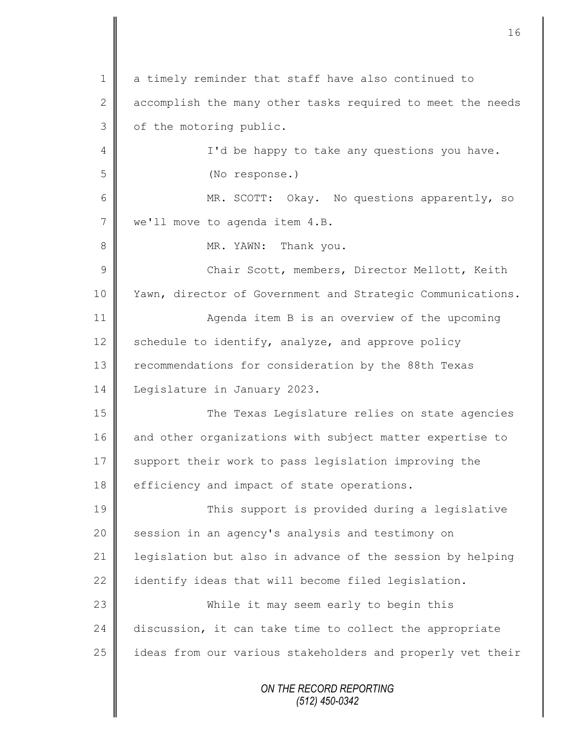a timely reminder that staff have also continued to accomplish the many other tasks required to meet the needs of the motoring public.

I'd be happy to take any questions you have.

(No response.)

MR. SCOTT: Okay. No questions apparently, so we'll move to agenda item 4.B.

MR. YAWN: Thank you.

Chair Scott, members, Director Mellott, Keith Yawn, director of Government and Strategic Communications.

Agenda item B is an overview of the upcoming schedule to identify, analyze, and approve policy recommendations for consideration by the 88th Texas Legislature in January 2023.

The Texas Legislature relies on state agencies and other organizations with subject matter expertise to support their work to pass legislation improving the efficiency and impact of state operations.

This support is provided during a legislative session in an agency's analysis and testimony on legislation but also in advance of the session by helping identify ideas that will become filed legislation.

While it may seem early to begin this discussion, it can take time to collect the appropriate ideas from our various stakeholders and properly vet their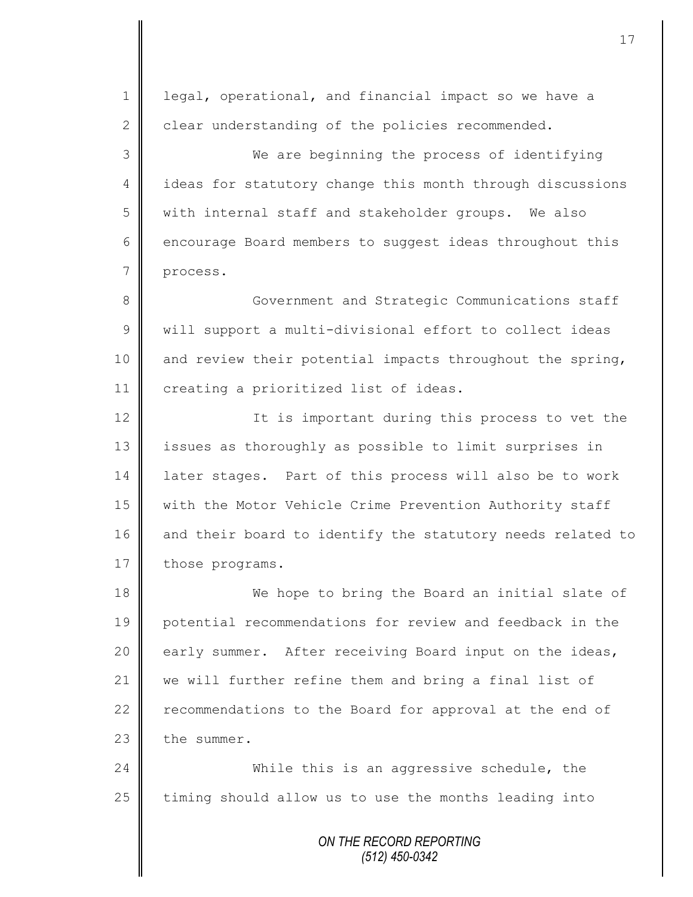legal, operational, and financial impact so we have a clear understanding of the policies recommended.

We are beginning the process of identifying ideas for statutory change this month through discussions with internal staff and stakeholder groups. We also encourage Board members to suggest ideas throughout this process.

Government and Strategic Communications staff will support a multi-divisional effort to collect ideas and review their potential impacts throughout the spring, creating a prioritized list of ideas.

It is important during this process to vet the issues as thoroughly as possible to limit surprises in later stages. Part of this process will also be to work with the Motor Vehicle Crime Prevention Authority staff and their board to identify the statutory needs related to those programs.

We hope to bring the Board an initial slate of potential recommendations for review and feedback in the early summer. After receiving Board input on the ideas, we will further refine them and bring a final list of recommendations to the Board for approval at the end of the summer.

While this is an aggressive schedule, the timing should allow us to use the months leading into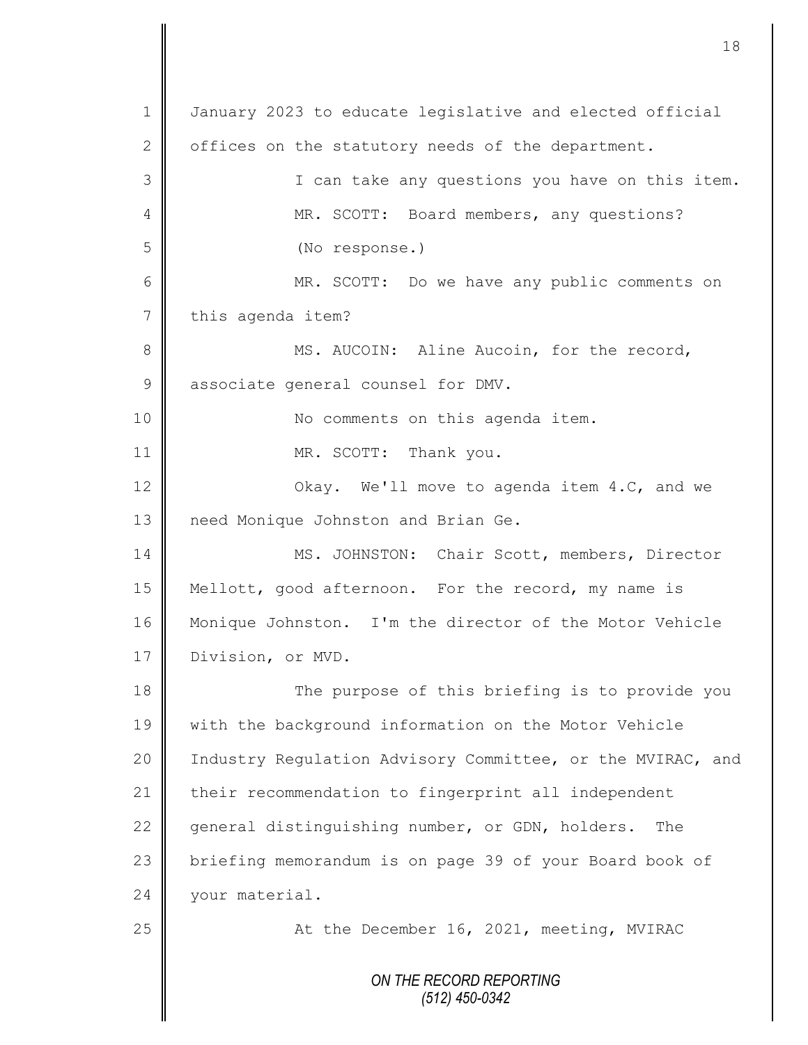January 2023 to educate legislative and elected official offices on the statutory needs of the department.

I can take any questions you have on this item.

MR. SCOTT: Board members, any questions?

(No response.)

MR. SCOTT: Do we have any public comments on this agenda item?

MS. AUCOIN: Aline Aucoin, for the record, associate general counsel for DMV.

No comments on this agenda item.

MR. SCOTT: Thank you.

Okay. We'll move to agenda item 4.C, and we need Monique Johnston and Brian Ge.

MS. JOHNSTON: Chair Scott, members, Director Mellott, good afternoon. For the record, my name is Monique Johnston. I'm the director of the Motor Vehicle Division, or MVD.

The purpose of this briefing is to provide you with the background information on the Motor Vehicle Industry Regulation Advisory Committee, or the MVIRAC, and their recommendation to fingerprint all independent general distinguishing number, or GDN, holders. The briefing memorandum is on page 39 of your Board book of your material.

At the December 16, 2021, meeting, MVIRAC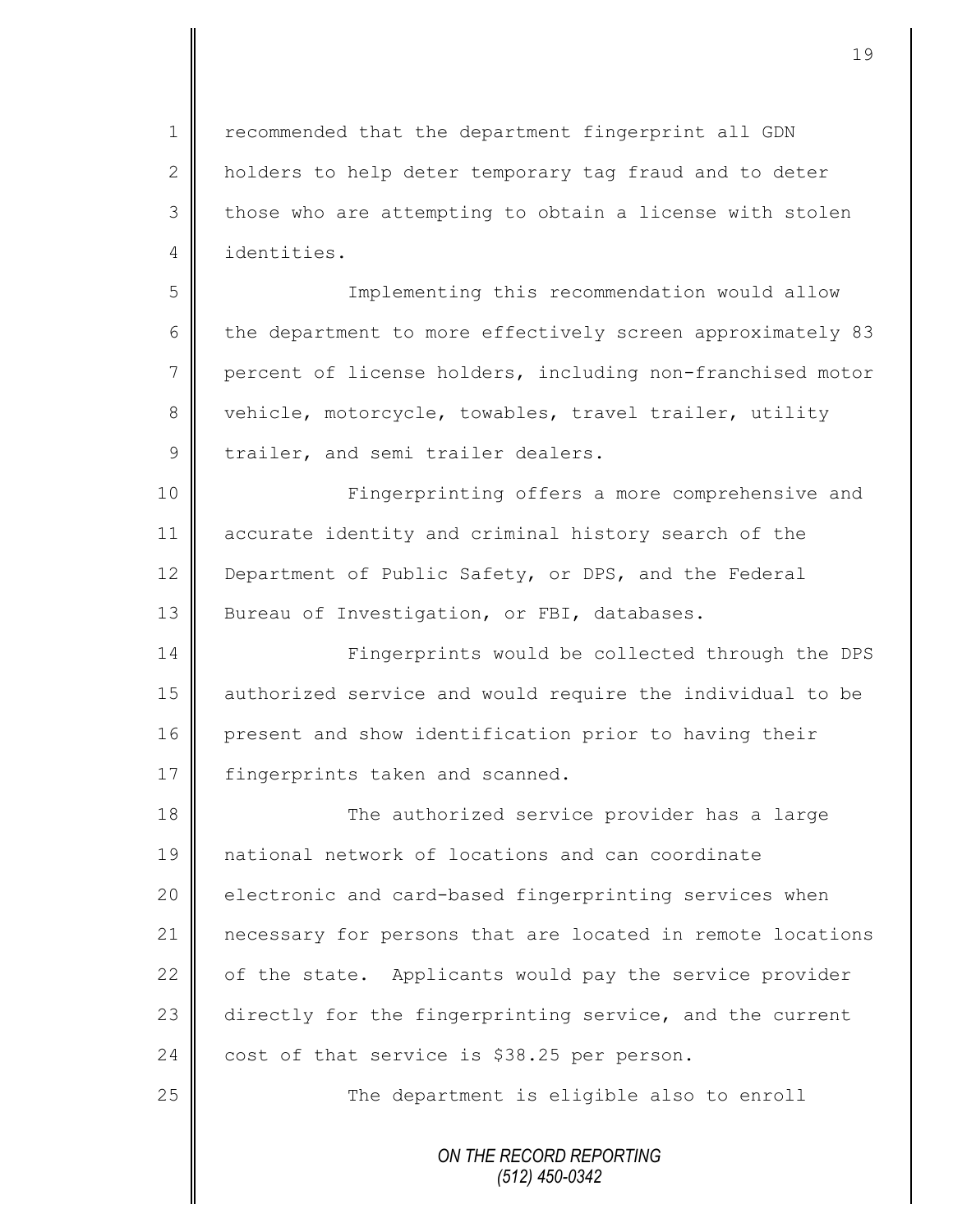recommended that the department fingerprint all GDN holders to help deter temporary tag fraud and to deter those who are attempting to obtain a license with stolen identities.

Implementing this recommendation would allow the department to more effectively screen approximately 83 percent of license holders, including non-franchised motor vehicle, motorcycle, towables, travel trailer, utility trailer, and semi trailer dealers.

Fingerprinting offers a more comprehensive and accurate identity and criminal history search of the Department of Public Safety, or DPS, and the Federal Bureau of Investigation, or FBI, databases.

Fingerprints would be collected through the DPS authorized service and would require the individual to be present and show identification prior to having their fingerprints taken and scanned.

The authorized service provider has a large national network of locations and can coordinate electronic and card-based fingerprinting services when necessary for persons that are located in remote locations of the state. Applicants would pay the service provider directly for the fingerprinting service, and the current cost of that service is $38.25 per person.

The department is eligible also to enroll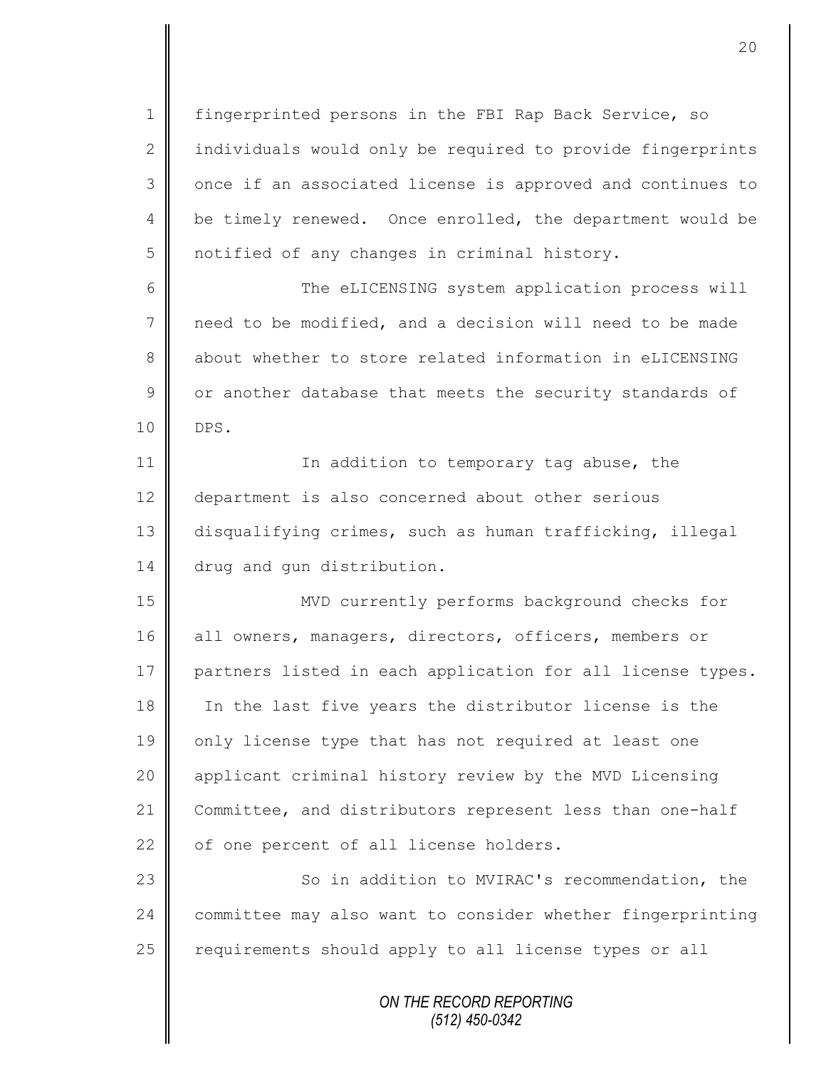fingerprinted persons in the FBI Rap Back Service, so individuals would only be required to provide fingerprints once if an associated license is approved and continues to be timely renewed. Once enrolled, the department would be notified of any changes in criminal history.

The eLICENSING system application process will need to be modified, and a decision will need to be made about whether to store related information in eLICENSING or another database that meets the security standards of DPS.

In addition to temporary tag abuse, the department is also concerned about other serious disqualifying crimes, such as human trafficking, illegal drug and gun distribution.

MVD currently performs background checks for all owners, managers, directors, officers, members or partners listed in each application for all license types. In the last five years the distributor license is the only license type that has not required at least one applicant criminal history review by the MVD Licensing Committee, and distributors represent less than one-half of one percent of all license holders.

So in addition to MVIRAC's recommendation, the committee may also want to consider whether fingerprinting requirements should apply to all license types or all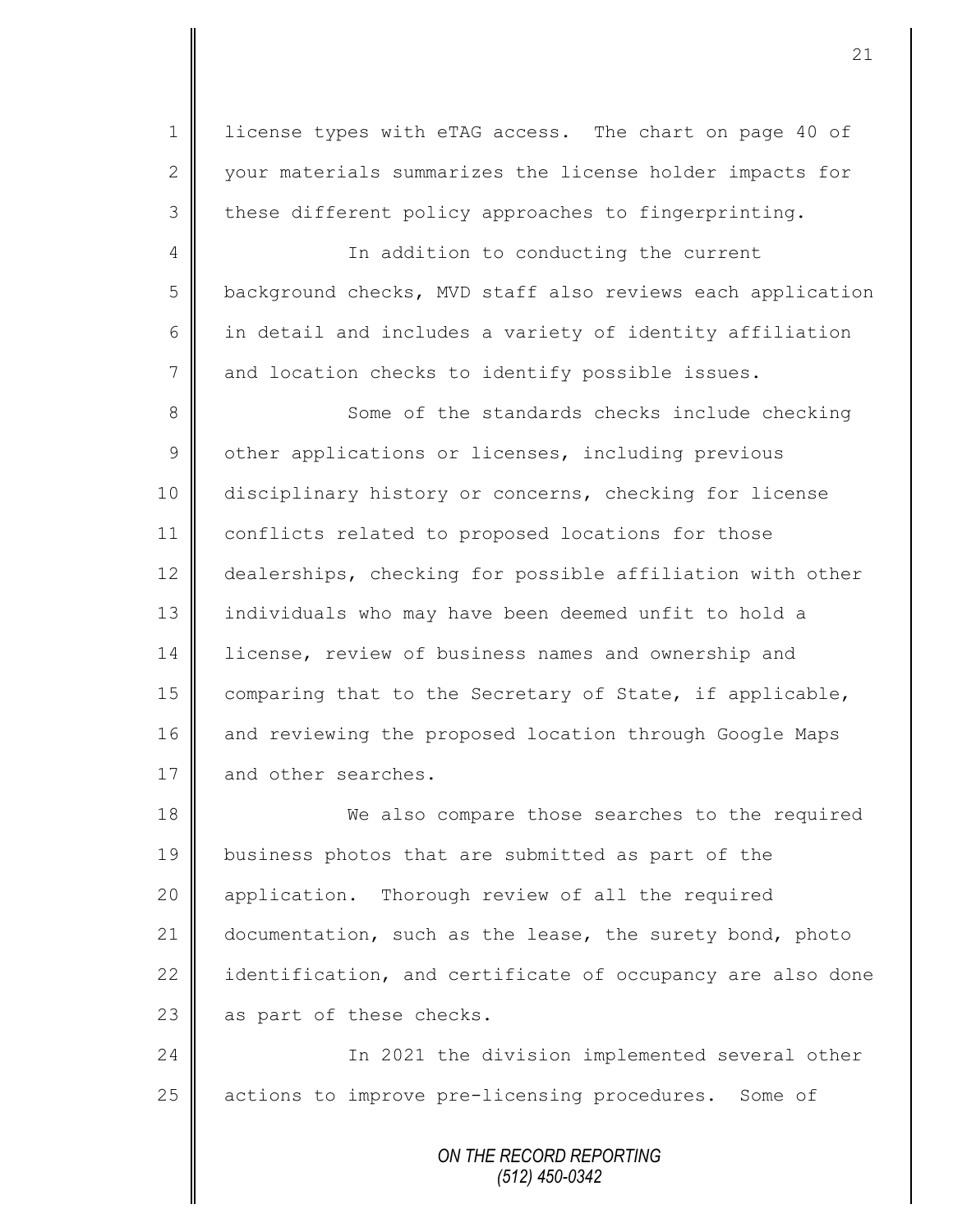license types with eTAG access. The chart on page 40 of your materials summarizes the license holder impacts for these different policy approaches to fingerprinting.

In addition to conducting the current background checks, MVD staff also reviews each application in detail and includes a variety of identity affiliation and location checks to identify possible issues.

Some of the standards checks include checking other applications or licenses, including previous disciplinary history or concerns, checking for license conflicts related to proposed locations for those dealerships, checking for possible affiliation with other individuals who may have been deemed unfit to hold a license, review of business names and ownership and comparing that to the Secretary of State, if applicable, and reviewing the proposed location through Google Maps and other searches.

We also compare those searches to the required business photos that are submitted as part of the application. Thorough review of all the required documentation, such as the lease, the surety bond, photo identification, and certificate of occupancy are also done as part of these checks.

In 2021 the division implemented several other actions to improve pre-licensing procedures. Some of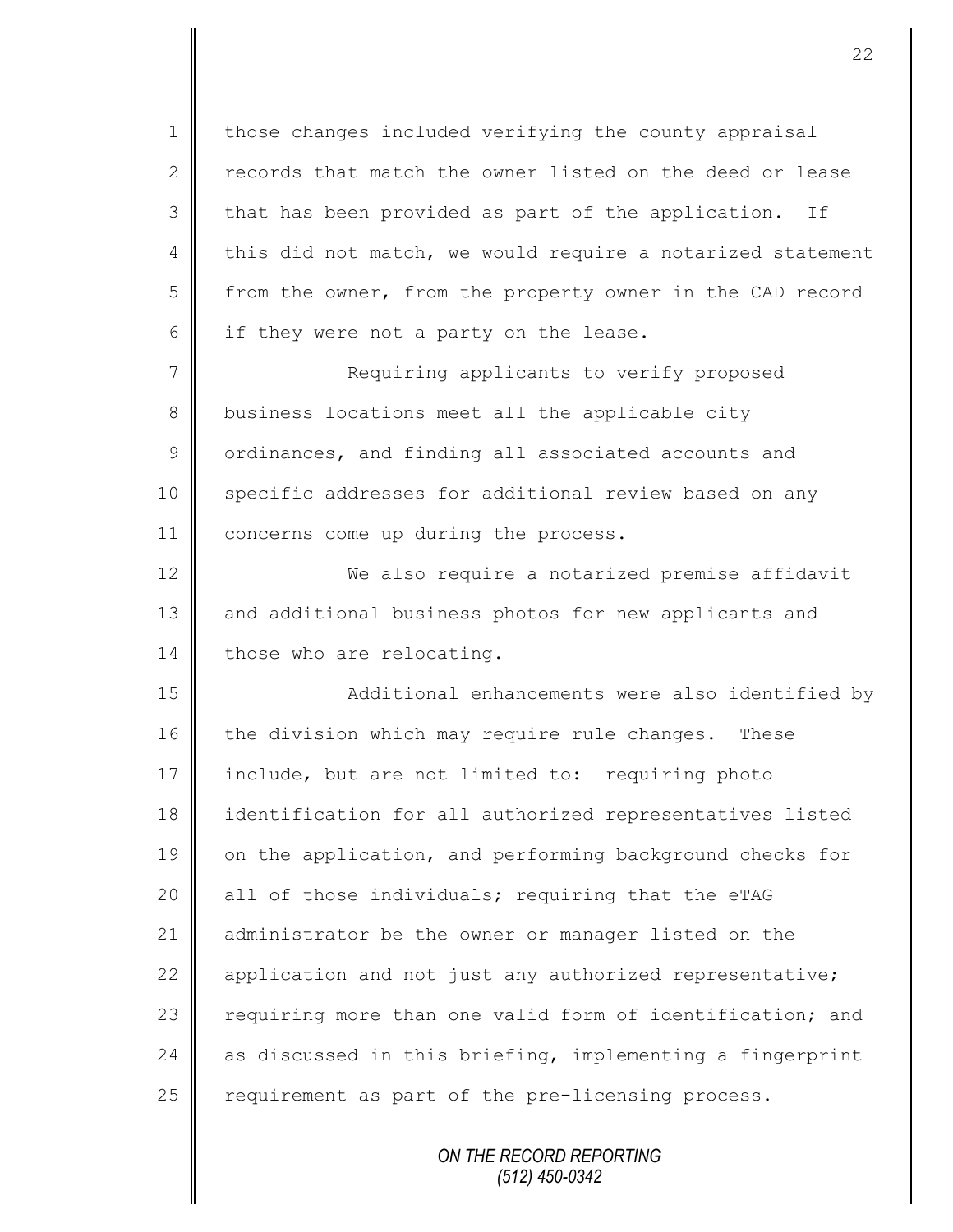those changes included verifying the county appraisal records that match the owner listed on the deed or lease that has been provided as part of the application. If this did not match, we would require a notarized statement from the owner, from the property owner in the CAD record if they were not a party on the lease.

Requiring applicants to verify proposed business locations meet all the applicable city ordinances, and finding all associated accounts and specific addresses for additional review based on any concerns come up during the process.

We also require a notarized premise affidavit and additional business photos for new applicants and those who are relocating.

Additional enhancements were also identified by the division which may require rule changes. These include, but are not limited to: requiring photo identification for all authorized representatives listed on the application, and performing background checks for all of those individuals; requiring that the eTAG administrator be the owner or manager listed on the application and not just any authorized representative; requiring more than one valid form of identification; and as discussed in this briefing, implementing a fingerprint requirement as part of the pre-licensing process.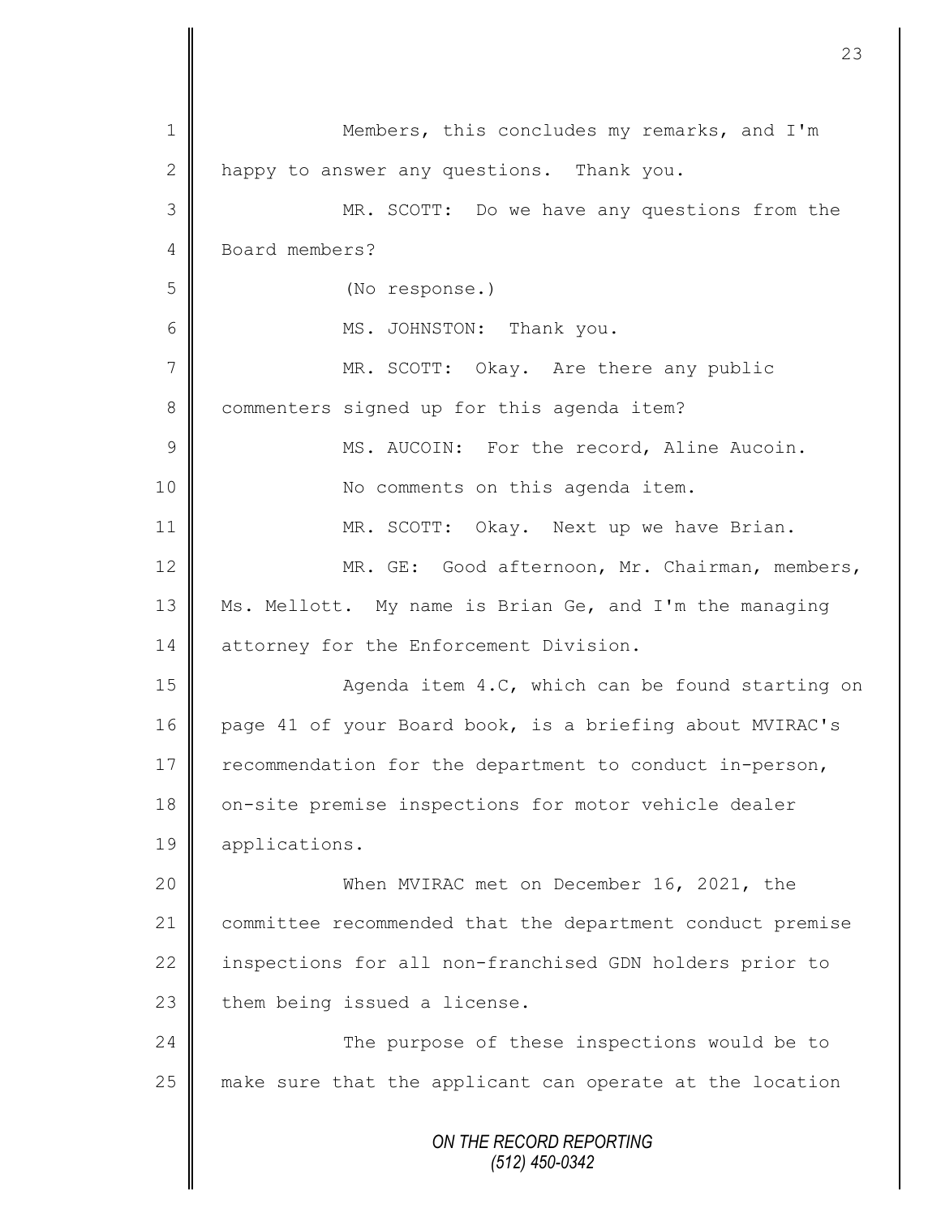Members, this concludes my remarks, and I'm happy to answer any questions. Thank you.

MR. SCOTT: Do we have any questions from the Board members?

(No response.)

MS. JOHNSTON: Thank you.

MR. SCOTT: Okay. Are there any public commenters signed up for this agenda item?

MS. AUCOIN: For the record, Aline Aucoin. No comments on this agenda item.

MR. SCOTT: Okay. Next up we have Brian.

MR. GE: Good afternoon, Mr. Chairman, members, Ms. Mellott. My name is Brian Ge, and I'm the managing attorney for the Enforcement Division.

Agenda item 4.C, which can be found starting on page 41 of your Board book, is a briefing about MVIRAC's recommendation for the department to conduct in-person, on-site premise inspections for motor vehicle dealer applications.

When MVIRAC met on December 16, 2021, the committee recommended that the department conduct premise inspections for all non-franchised GDN holders prior to them being issued a license.

The purpose of these inspections would be to make sure that the applicant can operate at the location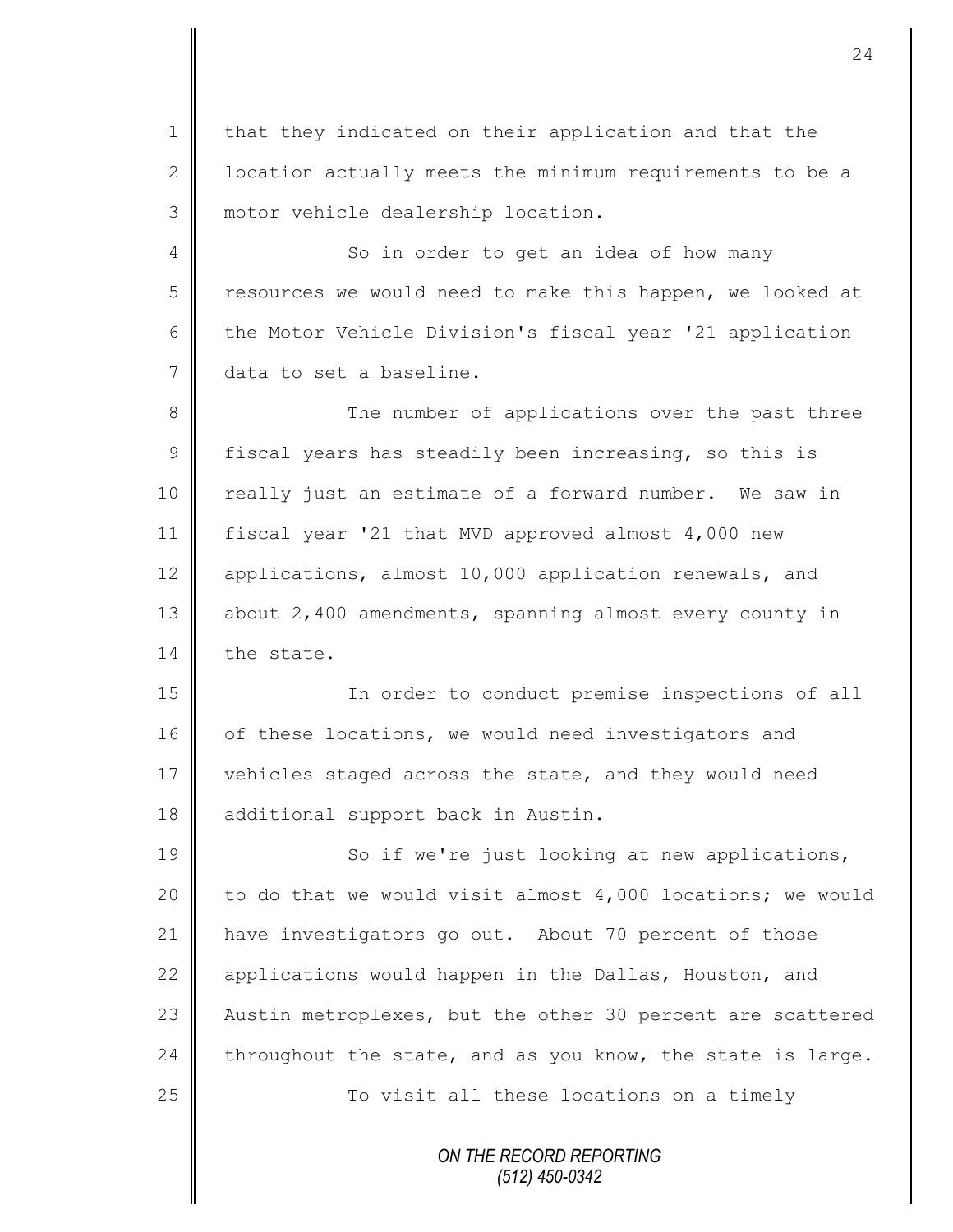that they indicated on their application and that the location actually meets the minimum requirements to be a motor vehicle dealership location.

So in order to get an idea of how many resources we would need to make this happen, we looked at the Motor Vehicle Division's fiscal year '21 application data to set a baseline.

The number of applications over the past three fiscal years has steadily been increasing, so this is really just an estimate of a forward number. We saw in fiscal year '21 that MVD approved almost 4,000 new applications, almost 10,000 application renewals, and about 2,400 amendments, spanning almost every county in the state.

In order to conduct premise inspections of all of these locations, we would need investigators and vehicles staged across the state, and they would need additional support back in Austin.

So if we're just looking at new applications, to do that we would visit almost 4,000 locations; we would have investigators go out. About 70 percent of those applications would happen in the Dallas, Houston, and Austin metroplexes, but the other 30 percent are scattered throughout the state, and as you know, the state is large.

To visit all these locations on a timely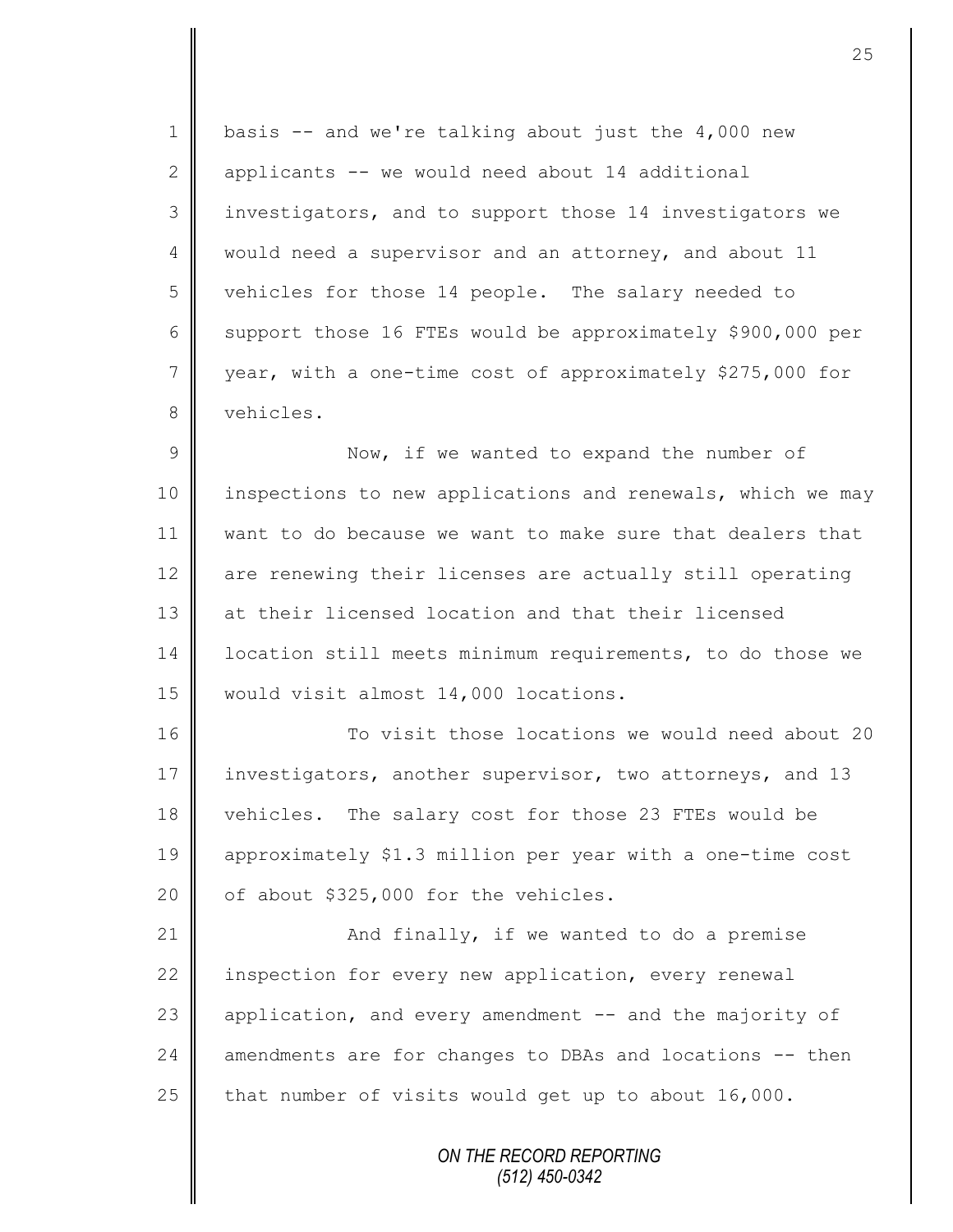basis -- and we're talking about just the 4,000 new applicants -- we would need about 14 additional investigators, and to support those 14 investigators we would need a supervisor and an attorney, and about 11 vehicles for those 14 people. The salary needed to support those 16 FTEs would be approximately $900,000 per year, with a one-time cost of approximately $275,000 for vehicles.

Now, if we wanted to expand the number of inspections to new applications and renewals, which we may want to do because we want to make sure that dealers that are renewing their licenses are actually still operating at their licensed location and that their licensed location still meets minimum requirements, to do those we would visit almost 14,000 locations.

To visit those locations we would need about 20 investigators, another supervisor, two attorneys, and 13 vehicles. The salary cost for those 23 FTEs would be approximately $1.3 million per year with a one-time cost of about $325,000 for the vehicles.

And finally, if we wanted to do a premise inspection for every new application, every renewal application, and every amendment -- and the majority of amendments are for changes to DBAs and locations -- then that number of visits would get up to about 16,000.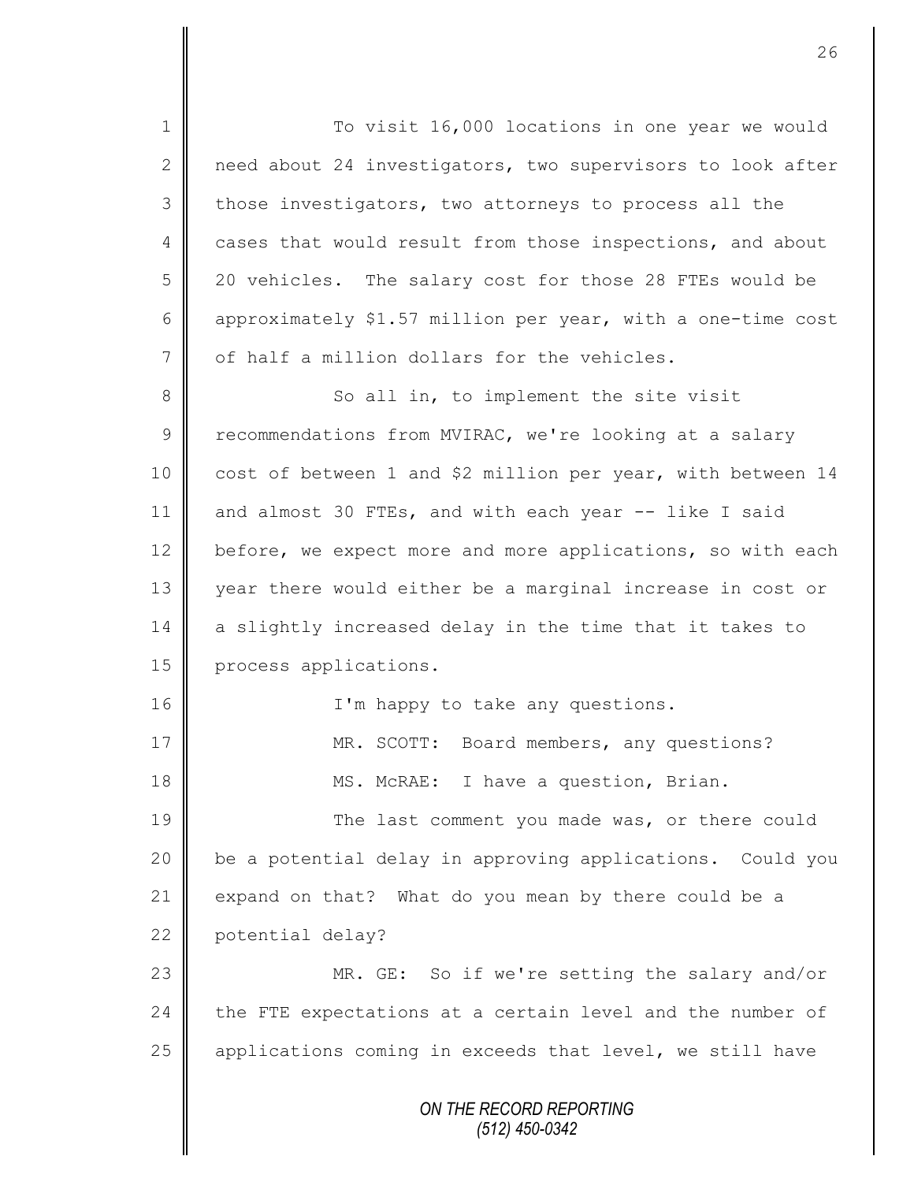To visit 16,000 locations in one year we would need about 24 investigators, two supervisors to look after those investigators, two attorneys to process all the cases that would result from those inspections, and about 20 vehicles. The salary cost for those 28 FTEs would be approximately $1.57 million per year, with a one-time cost of half a million dollars for the vehicles.

So all in, to implement the site visit recommendations from MVIRAC, we're looking at a salary cost of between 1 and $2 million per year, with between 14 and almost 30 FTEs, and with each year -- like I said before, we expect more and more applications, so with each year there would either be a marginal increase in cost or a slightly increased delay in the time that it takes to process applications.

I'm happy to take any questions.

MR. SCOTT: Board members, any questions?

MS. McRAE: I have a question, Brian.

The last comment you made was, or there could be a potential delay in approving applications. Could you expand on that? What do you mean by there could be a potential delay?

MR. GE: So if we're setting the salary and/or the FTE expectations at a certain level and the number of applications coming in exceeds that level, we still have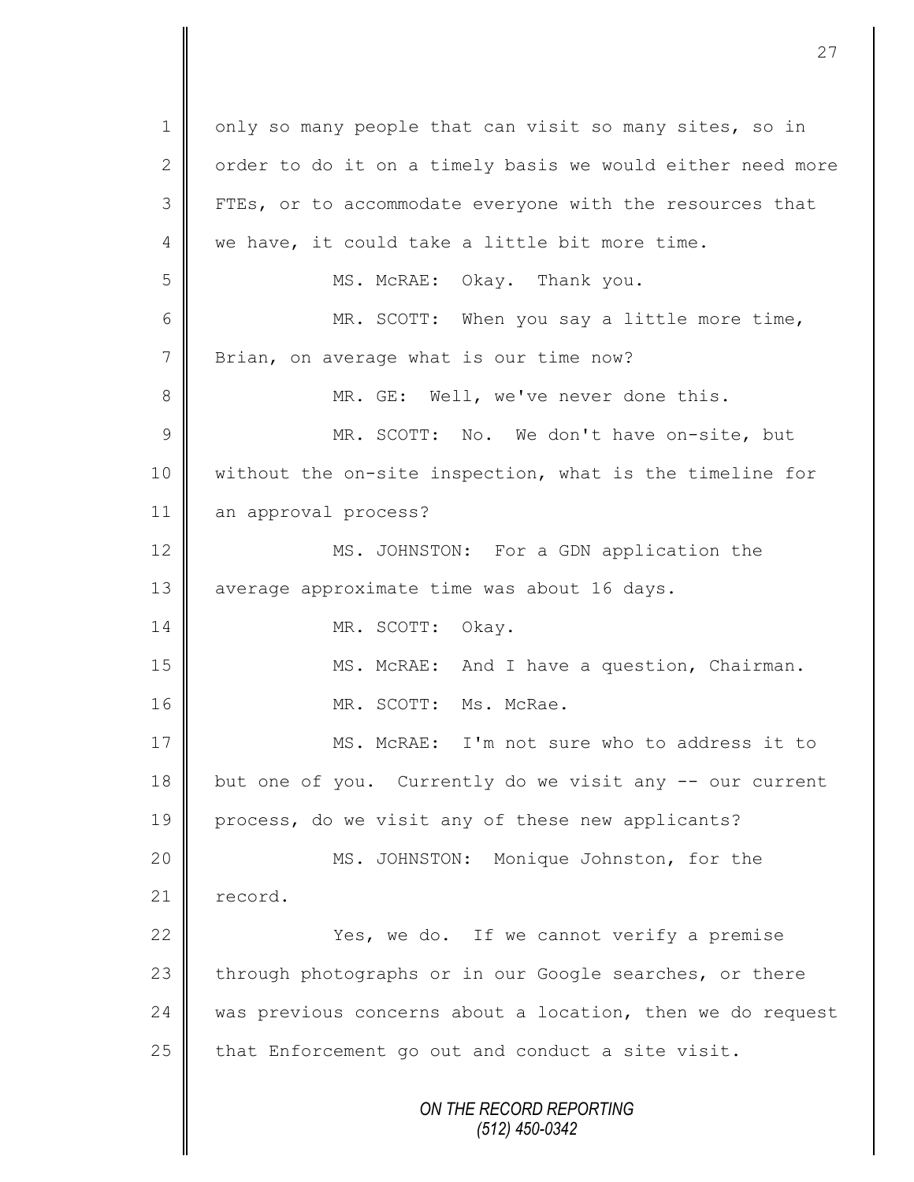only so many people that can visit so many sites, so in order to do it on a timely basis we would either need more FTEs, or to accommodate everyone with the resources that we have, it could take a little bit more time.

MS. McRAE: Okay. Thank you.

MR. SCOTT: When you say a little more time, Brian, on average what is our time now?

MR. GE: Well, we've never done this.

MR. SCOTT: No. We don't have on-site, but without the on-site inspection, what is the timeline for an approval process?

MS. JOHNSTON: For a GDN application the average approximate time was about 16 days.

MR. SCOTT: Okay.

MS. McRAE: And I have a question, Chairman.

MR. SCOTT: Ms. McRae.

MS. McRAE: I'm not sure who to address it to but one of you. Currently do we visit any -- our current process, do we visit any of these new applicants?

MS. JOHNSTON: Monique Johnston, for the record.

Yes, we do. If we cannot verify a premise through photographs or in our Google searches, or there was previous concerns about a location, then we do request that Enforcement go out and conduct a site visit.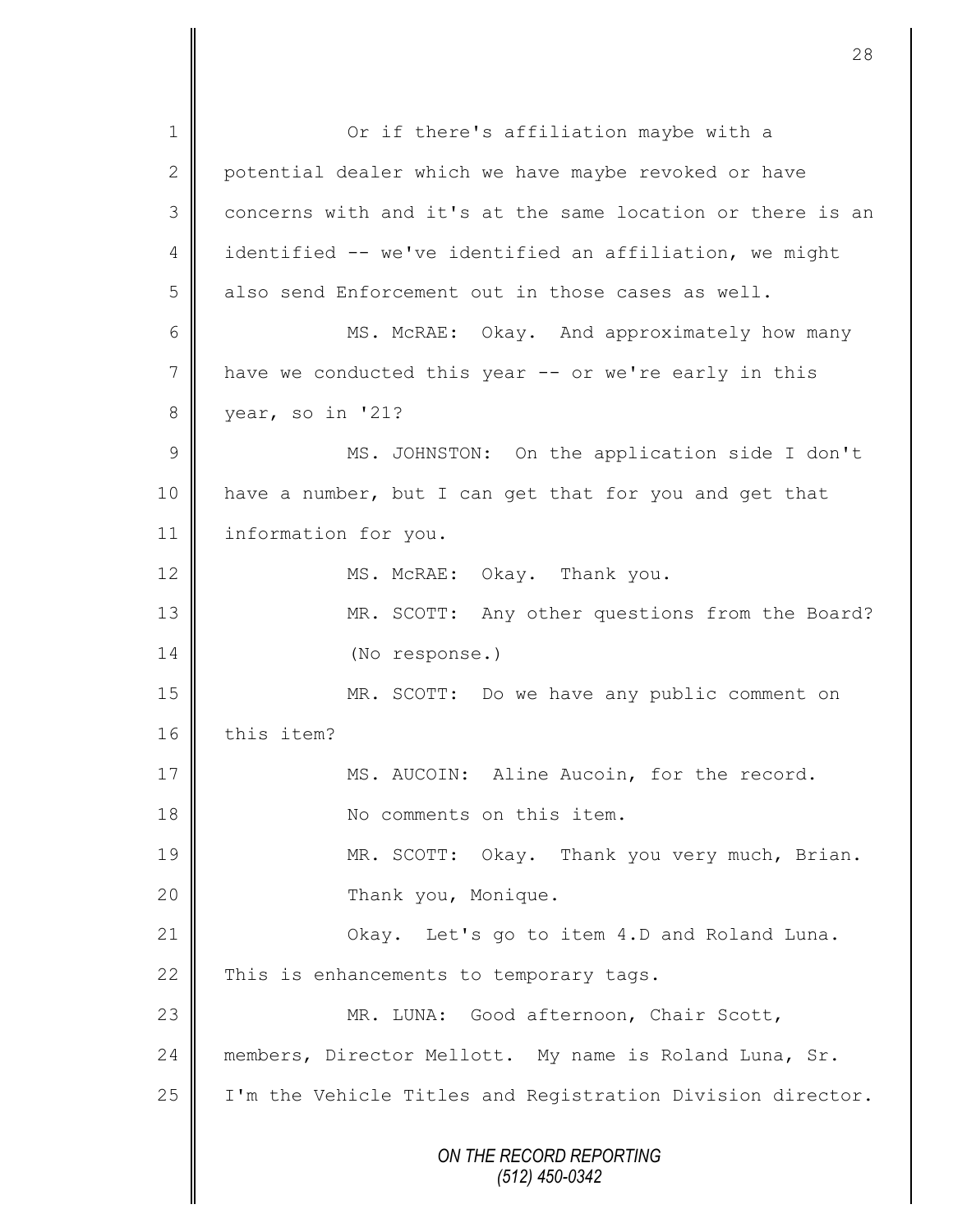Or if there's affiliation maybe with a potential dealer which we have maybe revoked or have concerns with and it's at the same location or there is an identified -- we've identified an affiliation, we might also send Enforcement out in those cases as well.

MS. McRAE: Okay. And approximately how many have we conducted this year -- or we're early in this year, so in '21?

MS. JOHNSTON: On the application side I don't have a number, but I can get that for you and get that information for you.

MS. McRAE: Okay. Thank you.

MR. SCOTT: Any other questions from the Board?

(No response.)

MR. SCOTT: Do we have any public comment on this item?

MS. AUCOIN: Aline Aucoin, for the record. No comments on this item.

MR. SCOTT: Okay. Thank you very much, Brian. Thank you, Monique.

Okay. Let's go to item 4.D and Roland Luna. This is enhancements to temporary tags.

MR. LUNA: Good afternoon, Chair Scott, members, Director Mellott. My name is Roland Luna, Sr. I'm the Vehicle Titles and Registration Division director.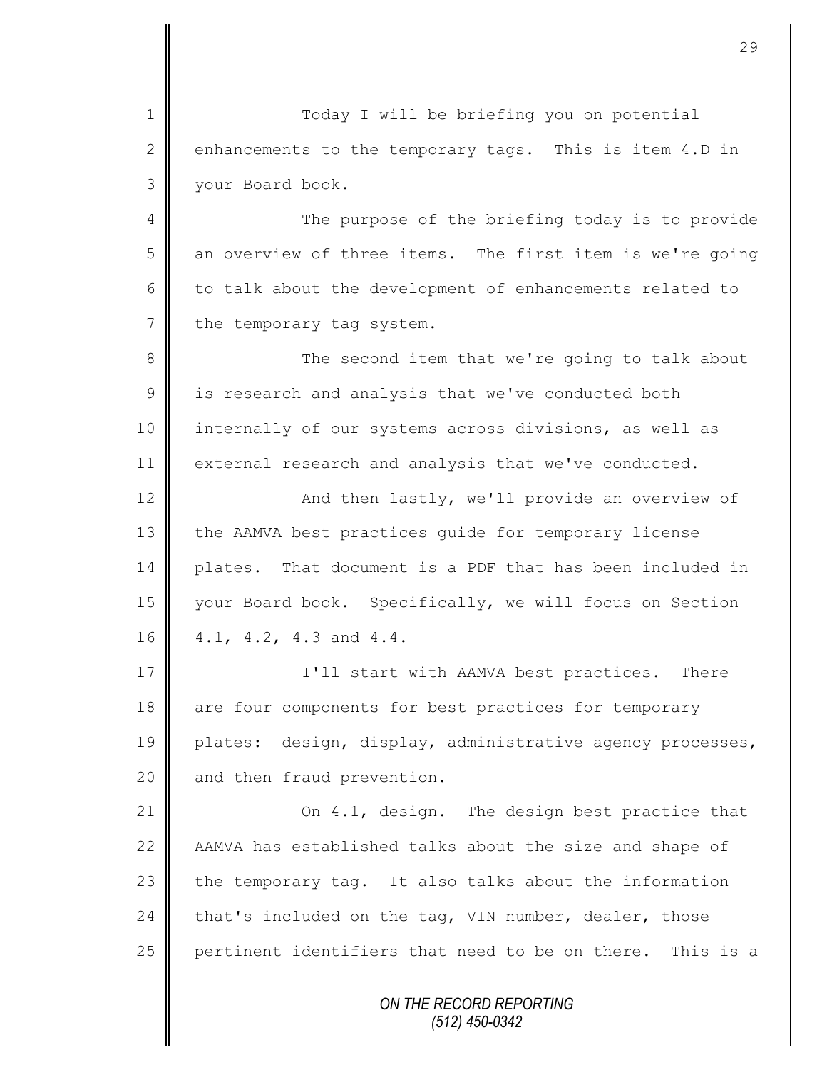Today I will be briefing you on potential enhancements to the temporary tags. This is item 4.D in your Board book.

The purpose of the briefing today is to provide an overview of three items. The first item is we're going to talk about the development of enhancements related to the temporary tag system.

The second item that we're going to talk about is research and analysis that we've conducted both internally of our systems across divisions, as well as external research and analysis that we've conducted.

And then lastly, we'll provide an overview of the AAMVA best practices guide for temporary license plates. That document is a PDF that has been included in your Board book. Specifically, we will focus on Section 4.1, 4.2, 4.3 and 4.4.

I'll start with AAMVA best practices. There are four components for best practices for temporary plates: design, display, administrative agency processes, and then fraud prevention.

On 4.1, design. The design best practice that AAMVA has established talks about the size and shape of the temporary tag. It also talks about the information that's included on the tag, VIN number, dealer, those pertinent identifiers that need to be on there. This is a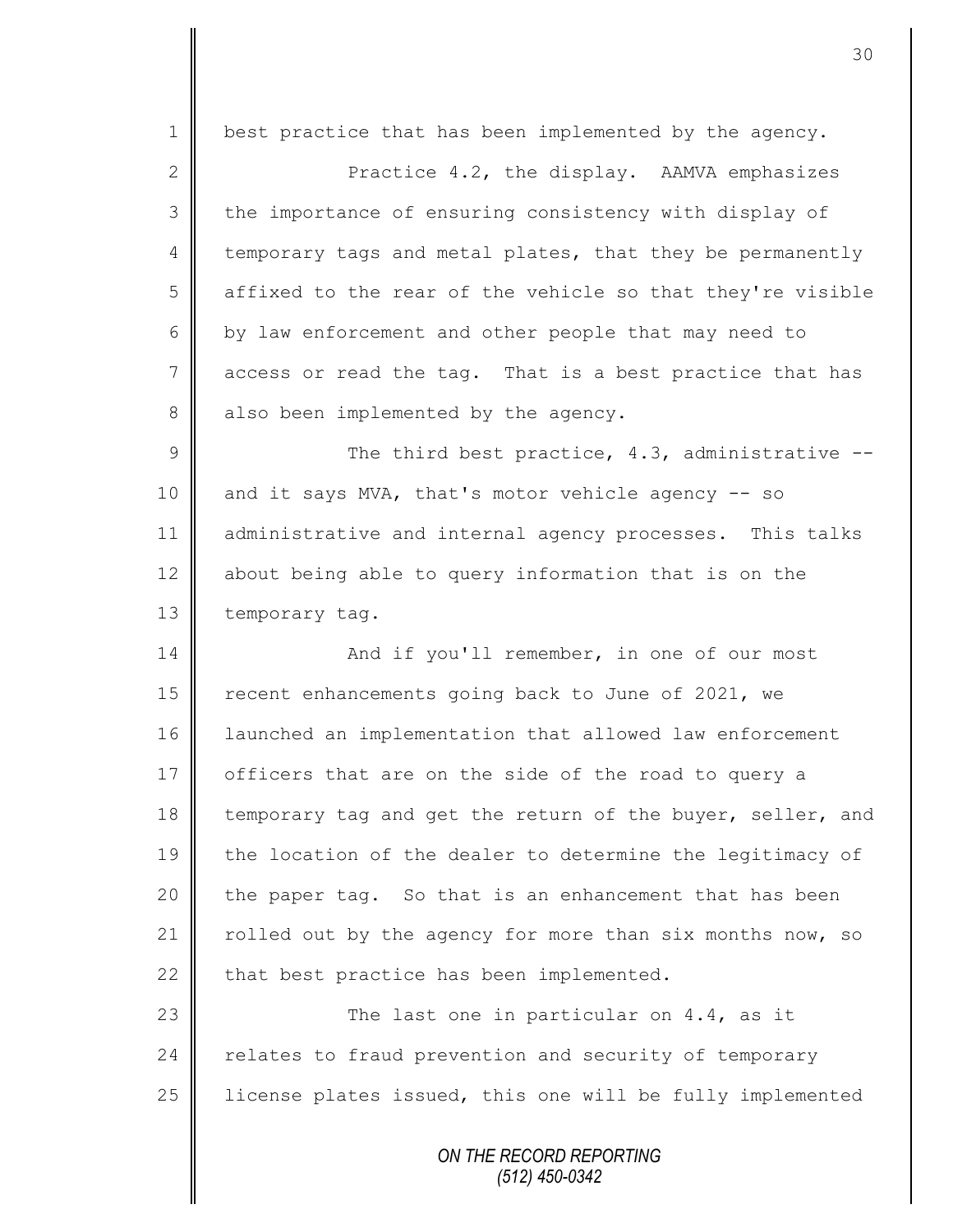best practice that has been implemented by the agency.

Practice 4.2, the display. AAMVA emphasizes the importance of ensuring consistency with display of temporary tags and metal plates, that they be permanently affixed to the rear of the vehicle so that they're visible by law enforcement and other people that may need to access or read the tag. That is a best practice that has also been implemented by the agency.

The third best practice, 4.3, administrative -- and it says MVA, that's motor vehicle agency -- so administrative and internal agency processes. This talks about being able to query information that is on the temporary tag.

And if you'll remember, in one of our most recent enhancements going back to June of 2021, we launched an implementation that allowed law enforcement officers that are on the side of the road to query a temporary tag and get the return of the buyer, seller, and the location of the dealer to determine the legitimacy of the paper tag. So that is an enhancement that has been rolled out by the agency for more than six months now, so that best practice has been implemented.

The last one in particular on 4.4, as it relates to fraud prevention and security of temporary license plates issued, this one will be fully implemented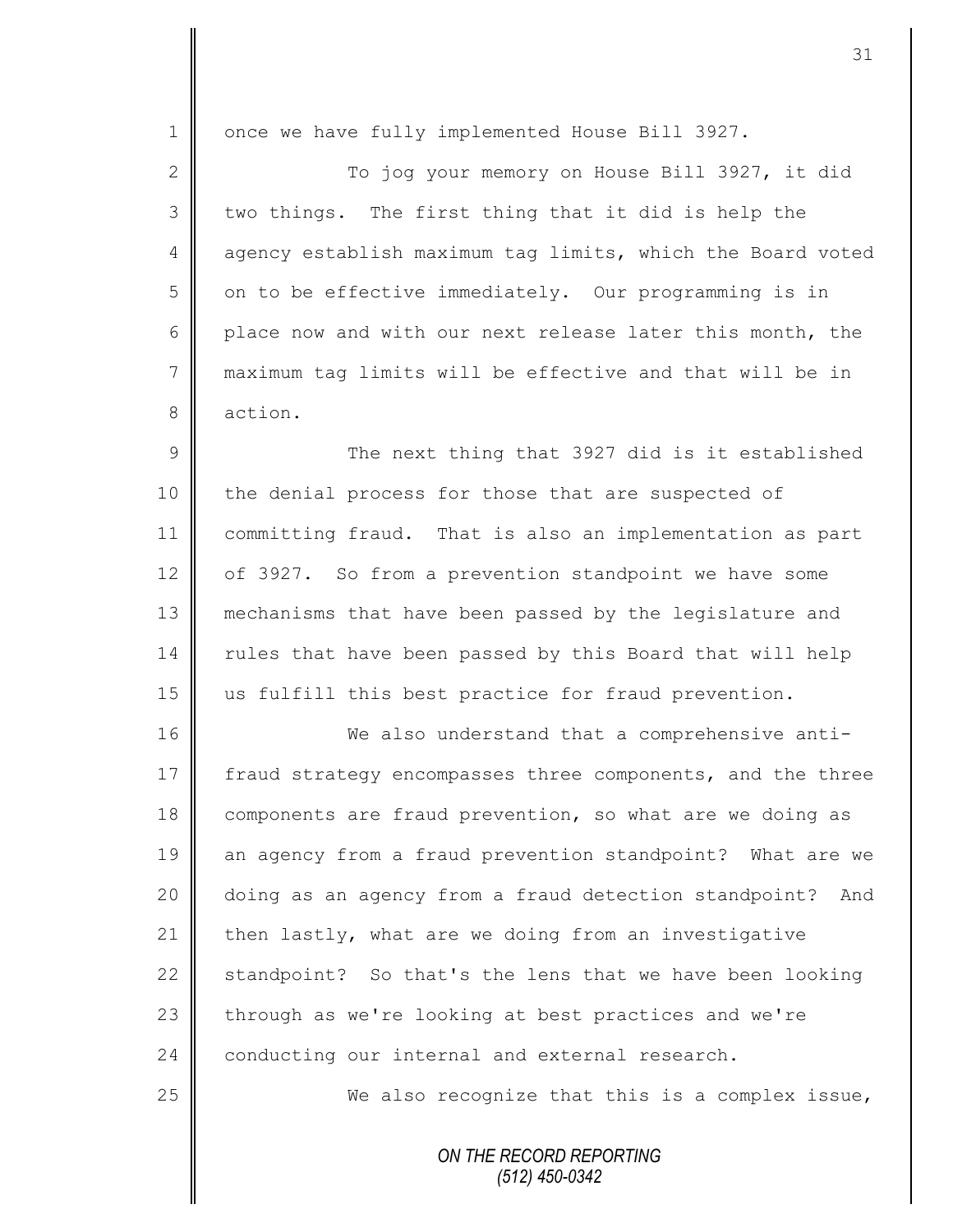once we have fully implemented House Bill 3927.

To jog your memory on House Bill 3927, it did two things. The first thing that it did is help the agency establish maximum tag limits, which the Board voted on to be effective immediately. Our programming is in place now and with our next release later this month, the maximum tag limits will be effective and that will be in action.

The next thing that 3927 did is it established the denial process for those that are suspected of committing fraud. That is also an implementation as part of 3927. So from a prevention standpoint we have some mechanisms that have been passed by the legislature and rules that have been passed by this Board that will help us fulfill this best practice for fraud prevention.

We also understand that a comprehensive anti-fraud strategy encompasses three components, and the three components are fraud prevention, so what are we doing as an agency from a fraud prevention standpoint? What are we doing as an agency from a fraud detection standpoint? And then lastly, what are we doing from an investigative standpoint? So that's the lens that we have been looking through as we're looking at best practices and we're conducting our internal and external research.

We also recognize that this is a complex issue,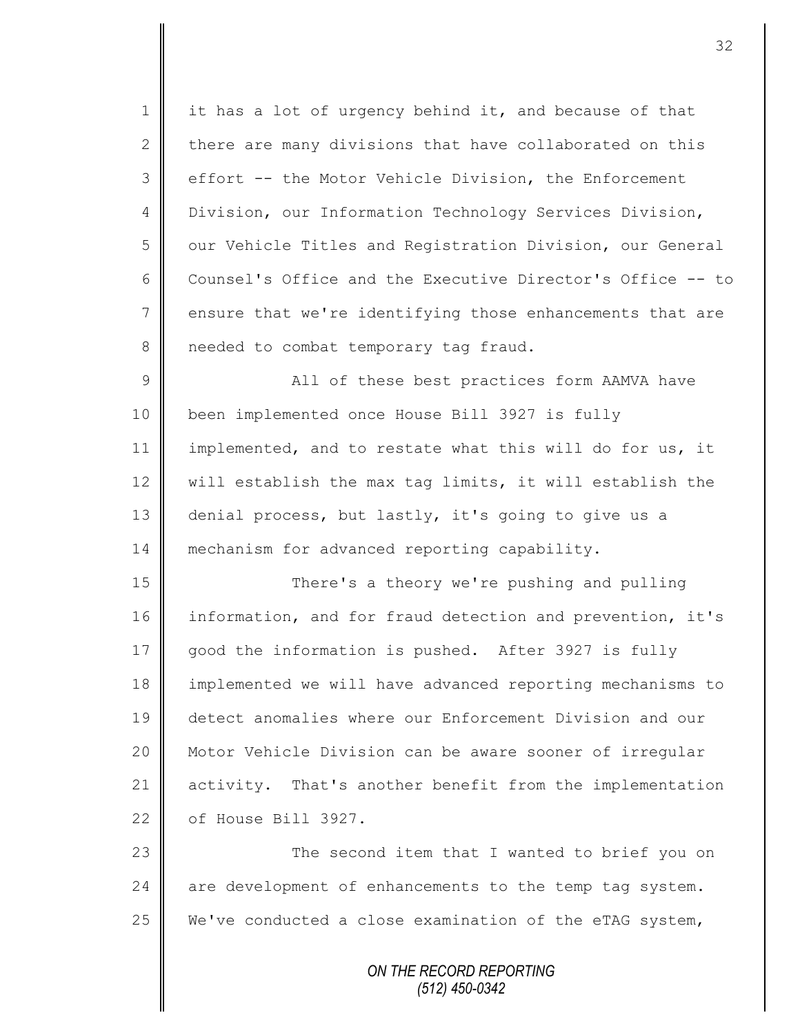it has a lot of urgency behind it, and because of that there are many divisions that have collaborated on this effort -- the Motor Vehicle Division, the Enforcement Division, our Information Technology Services Division, our Vehicle Titles and Registration Division, our General Counsel's Office and the Executive Director's Office -- to ensure that we're identifying those enhancements that are needed to combat temporary tag fraud.

All of these best practices form AAMVA have been implemented once House Bill 3927 is fully implemented, and to restate what this will do for us, it will establish the max tag limits, it will establish the denial process, but lastly, it's going to give us a mechanism for advanced reporting capability.

There's a theory we're pushing and pulling information, and for fraud detection and prevention, it's good the information is pushed. After 3927 is fully implemented we will have advanced reporting mechanisms to detect anomalies where our Enforcement Division and our Motor Vehicle Division can be aware sooner of irregular activity. That's another benefit from the implementation of House Bill 3927.

The second item that I wanted to brief you on are development of enhancements to the temp tag system. We've conducted a close examination of the eTAG system,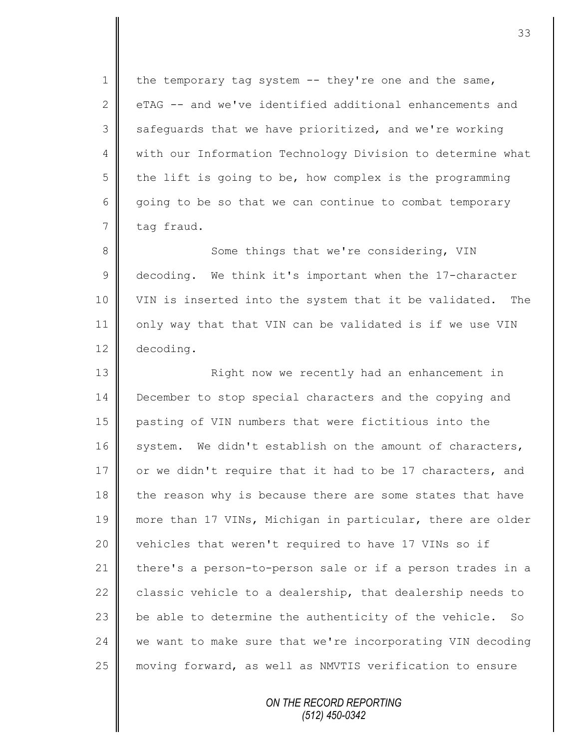the temporary tag system -- they're one and the same, eTAG -- and we've identified additional enhancements and safeguards that we have prioritized, and we're working with our Information Technology Division to determine what the lift is going to be, how complex is the programming going to be so that we can continue to combat temporary tag fraud.

Some things that we're considering, VIN decoding. We think it's important when the 17-character VIN is inserted into the system that it be validated. The only way that that VIN can be validated is if we use VIN decoding.

Right now we recently had an enhancement in December to stop special characters and the copying and pasting of VIN numbers that were fictitious into the system. We didn't establish on the amount of characters, or we didn't require that it had to be 17 characters, and the reason why is because there are some states that have more than 17 VINs, Michigan in particular, there are older vehicles that weren't required to have 17 VINs so if there's a person-to-person sale or if a person trades in a classic vehicle to a dealership, that dealership needs to be able to determine the authenticity of the vehicle. So we want to make sure that we're incorporating VIN decoding moving forward, as well as NMVTIS verification to ensure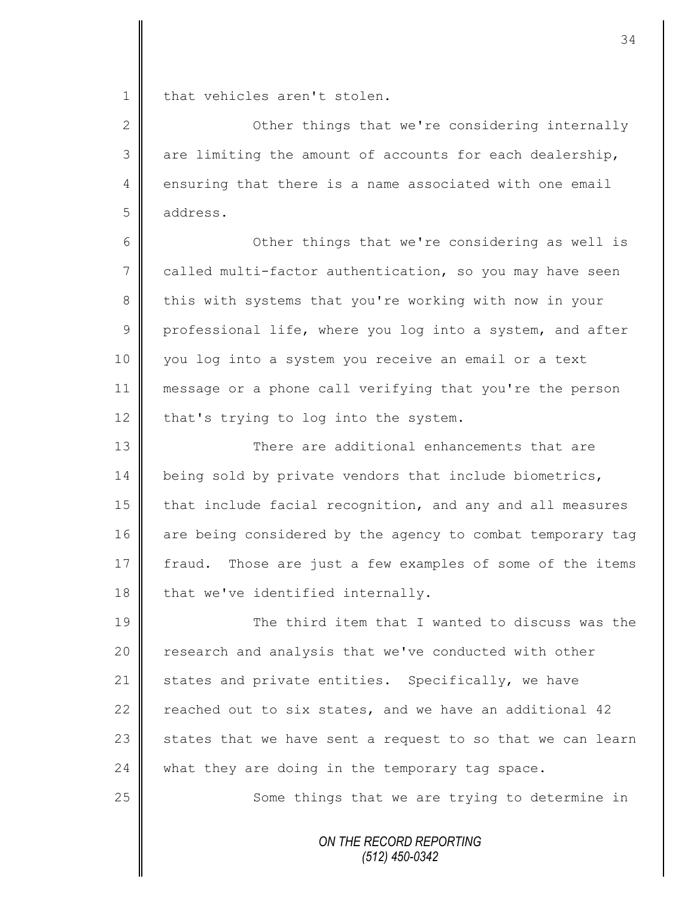that vehicles aren't stolen.

Other things that we're considering internally are limiting the amount of accounts for each dealership, ensuring that there is a name associated with one email address.

Other things that we're considering as well is called multi-factor authentication, so you may have seen this with systems that you're working with now in your professional life, where you log into a system, and after you log into a system you receive an email or a text message or a phone call verifying that you're the person that's trying to log into the system.

There are additional enhancements that are being sold by private vendors that include biometrics, that include facial recognition, and any and all measures are being considered by the agency to combat temporary tag fraud. Those are just a few examples of some of the items that we've identified internally.

The third item that I wanted to discuss was the research and analysis that we've conducted with other states and private entities. Specifically, we have reached out to six states, and we have an additional 42 states that we have sent a request to so that we can learn what they are doing in the temporary tag space.

Some things that we are trying to determine in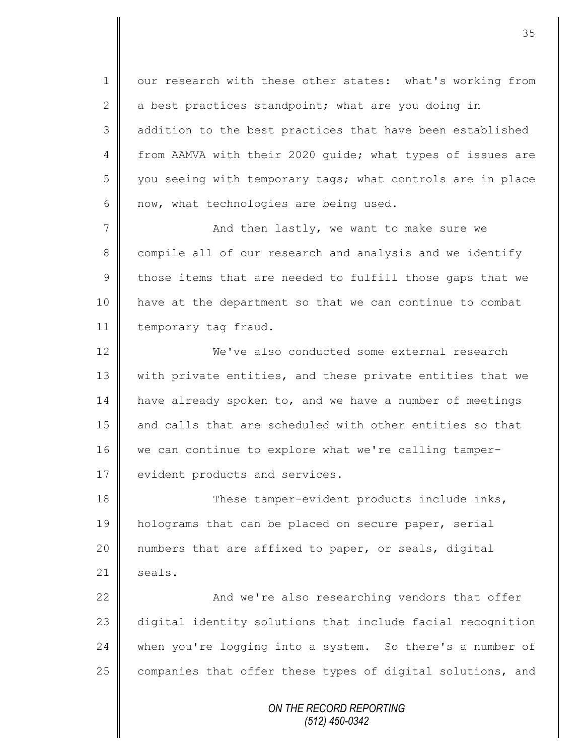our research with these other states: what's working from a best practices standpoint; what are you doing in addition to the best practices that have been established from AAMVA with their 2020 guide; what types of issues are you seeing with temporary tags; what controls are in place now, what technologies are being used.

And then lastly, we want to make sure we compile all of our research and analysis and we identify those items that are needed to fulfill those gaps that we have at the department so that we can continue to combat temporary tag fraud.

We've also conducted some external research with private entities, and these private entities that we have already spoken to, and we have a number of meetings and calls that are scheduled with other entities so that we can continue to explore what we're calling tamper-evident products and services.

These tamper-evident products include inks, holograms that can be placed on secure paper, serial numbers that are affixed to paper, or seals, digital seals.

And we're also researching vendors that offer digital identity solutions that include facial recognition when you're logging into a system. So there's a number of companies that offer these types of digital solutions, and

ON THE RECORD REPORTING
(512) 450-0342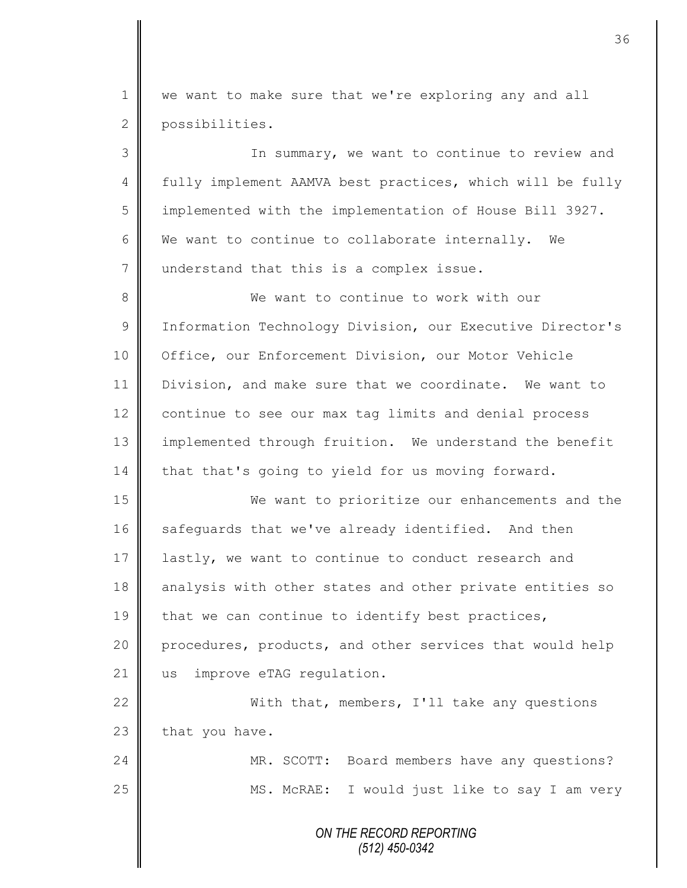we want to make sure that we're exploring any and all possibilities.

In summary, we want to continue to review and fully implement AAMVA best practices, which will be fully implemented with the implementation of House Bill 3927. We want to continue to collaborate internally. We understand that this is a complex issue.

We want to continue to work with our Information Technology Division, our Executive Director's Office, our Enforcement Division, our Motor Vehicle Division, and make sure that we coordinate. We want to continue to see our max tag limits and denial process implemented through fruition. We understand the benefit that that's going to yield for us moving forward.

We want to prioritize our enhancements and the safeguards that we've already identified. And then lastly, we want to continue to conduct research and analysis with other states and other private entities so that we can continue to identify best practices, procedures, products, and other services that would help us improve eTAG regulation.

With that, members, I'll take any questions that you have.

MR. SCOTT: Board members have any questions?

MS. McRAE: I would just like to say I am very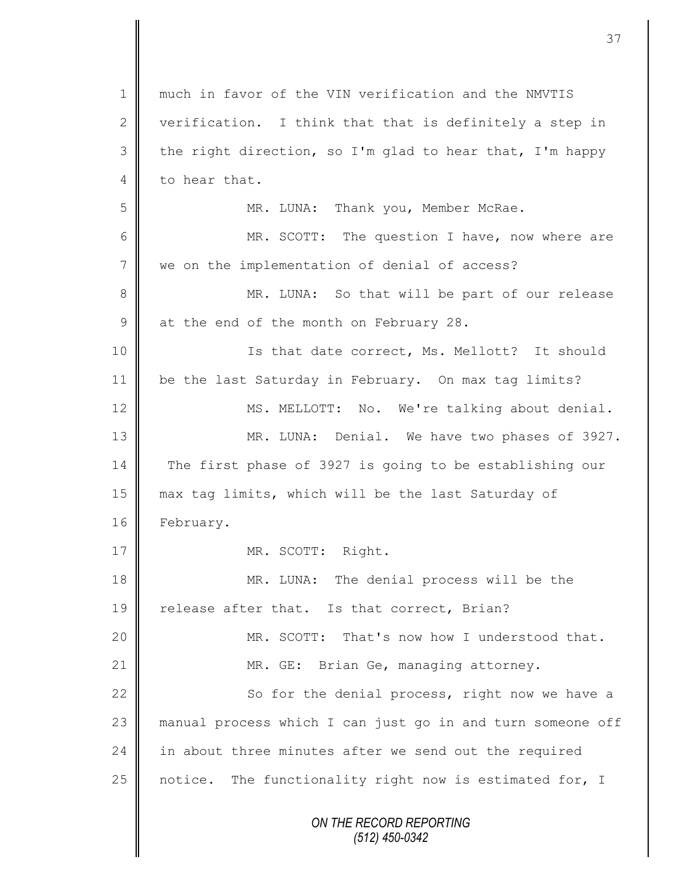much in favor of the VIN verification and the NMVTIS verification. I think that that is definitely a step in the right direction, so I'm glad to hear that, I'm happy to hear that.

MR. LUNA: Thank you, Member McRae.

MR. SCOTT: The question I have, now where are we on the implementation of denial of access?

MR. LUNA: So that will be part of our release at the end of the month on February 28.

Is that date correct, Ms. Mellott? It should be the last Saturday in February. On max tag limits?

MS. MELLOTT: No. We're talking about denial.

MR. LUNA: Denial. We have two phases of 3927. The first phase of 3927 is going to be establishing our max tag limits, which will be the last Saturday of February.

MR. SCOTT: Right.

MR. LUNA: The denial process will be the release after that. Is that correct, Brian?

MR. SCOTT: That's now how I understood that.

MR. GE: Brian Ge, managing attorney.

So for the denial process, right now we have a manual process which I can just go in and turn someone off in about three minutes after we send out the required notice. The functionality right now is estimated for, I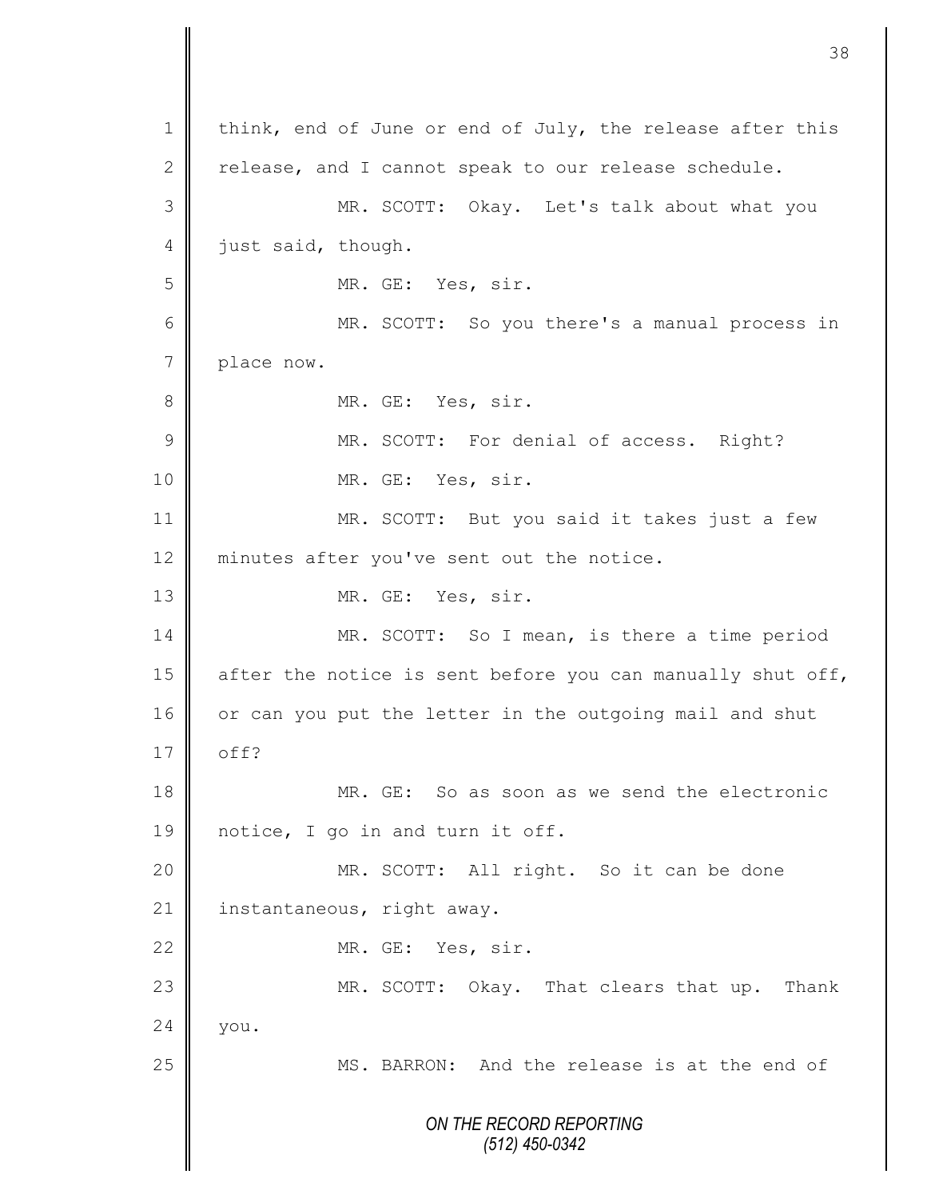1 think, end of June or end of July, the release after this
2 release, and I cannot speak to our release schedule.
3 MR. SCOTT: Okay. Let's talk about what you
4 just said, though.
5 MR. GE: Yes, sir.
6 MR. SCOTT: So you there's a manual process in
7 place now.
8 MR. GE: Yes, sir.
9 MR. SCOTT: For denial of access. Right?
10 MR. GE: Yes, sir.
11 MR. SCOTT: But you said it takes just a few
12 minutes after you've sent out the notice.
13 MR. GE: Yes, sir.
14 MR. SCOTT: So I mean, is there a time period
15 after the notice is sent before you can manually shut off,
16 or can you put the letter in the outgoing mail and shut
17 off?
18 MR. GE: So as soon as we send the electronic
19 notice, I go in and turn it off.
20 MR. SCOTT: All right. So it can be done
21 instantaneous, right away.
22 MR. GE: Yes, sir.
23 MR. SCOTT: Okay. That clears that up. Thank
24 you.
25 MS. BARRON: And the release is at the end of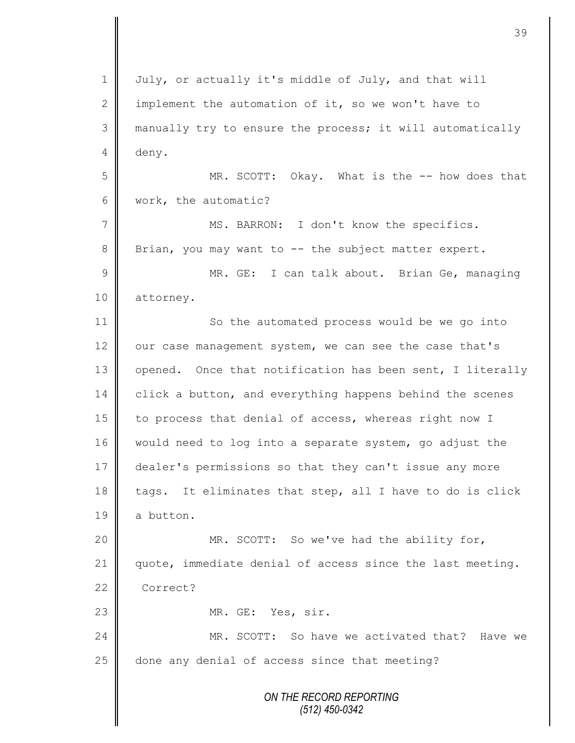July, or actually it's middle of July, and that will implement the automation of it, so we won't have to manually try to ensure the process; it will automatically deny.

MR. SCOTT: Okay. What is the -- how does that work, the automatic?

MS. BARRON: I don't know the specifics. Brian, you may want to -- the subject matter expert.

MR. GE: I can talk about. Brian Ge, managing attorney.

So the automated process would be we go into our case management system, we can see the case that's opened. Once that notification has been sent, I literally click a button, and everything happens behind the scenes to process that denial of access, whereas right now I would need to log into a separate system, go adjust the dealer's permissions so that they can't issue any more tags. It eliminates that step, all I have to do is click a button.

MR. SCOTT: So we've had the ability for, quote, immediate denial of access since the last meeting. Correct?

MR. GE: Yes, sir.

MR. SCOTT: So have we activated that? Have we done any denial of access since that meeting?

*ON THE RECORD REPORTING*
*(512) 450-0342*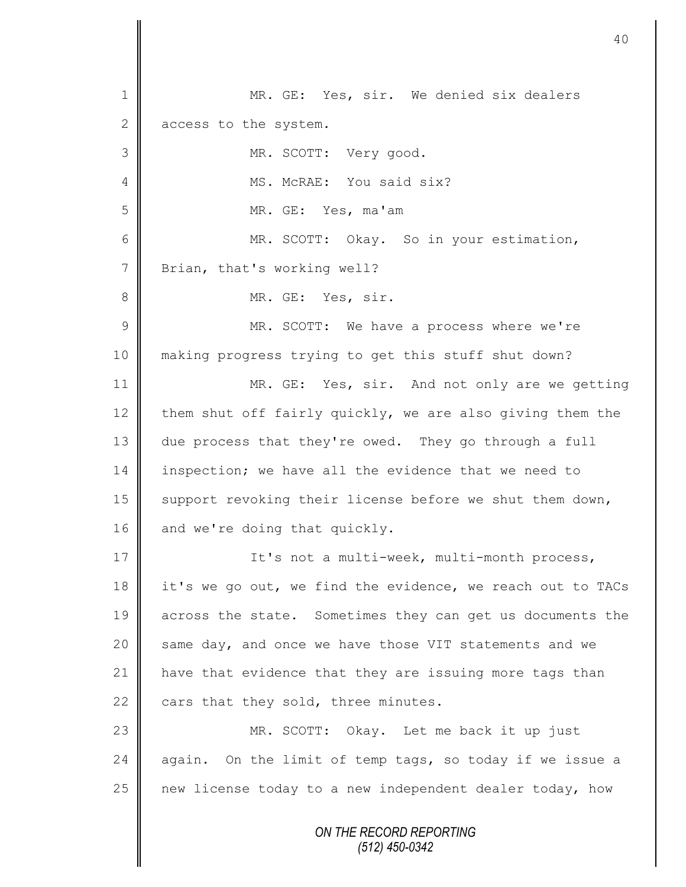MR. GE: Yes, sir. We denied six dealers access to the system.

MR. SCOTT: Very good.

MS. McRAE: You said six?

MR. GE: Yes, ma'am

MR. SCOTT: Okay. So in your estimation, Brian, that's working well?

MR. GE: Yes, sir.

MR. SCOTT: We have a process where we're making progress trying to get this stuff shut down?

MR. GE: Yes, sir. And not only are we getting them shut off fairly quickly, we are also giving them the due process that they're owed. They go through a full inspection; we have all the evidence that we need to support revoking their license before we shut them down, and we're doing that quickly.

It's not a multi-week, multi-month process, it's we go out, we find the evidence, we reach out to TACs across the state. Sometimes they can get us documents the same day, and once we have those VIT statements and we have that evidence that they are issuing more tags than cars that they sold, three minutes.

MR. SCOTT: Okay. Let me back it up just again. On the limit of temp tags, so today if we issue a new license today to a new independent dealer today, how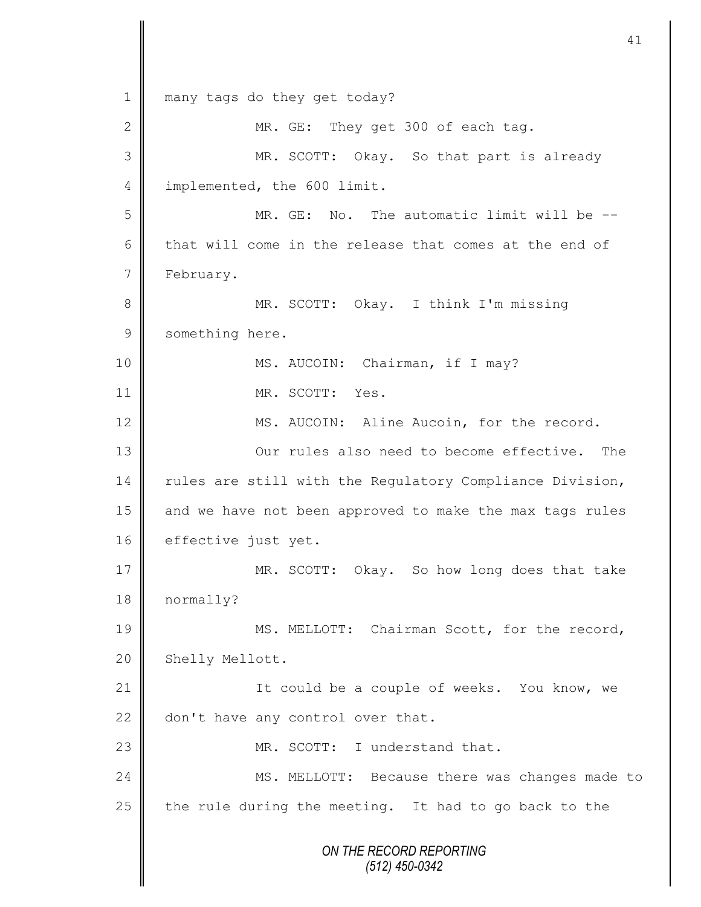many tags do they get today?

MR. GE: They get 300 of each tag.

MR. SCOTT: Okay. So that part is already implemented, the 600 limit.

MR. GE: No. The automatic limit will be -- that will come in the release that comes at the end of February.

MR. SCOTT: Okay. I think I'm missing something here.

MS. AUCOIN: Chairman, if I may?

MR. SCOTT: Yes.

MS. AUCOIN: Aline Aucoin, for the record.

Our rules also need to become effective. The rules are still with the Regulatory Compliance Division, and we have not been approved to make the max tags rules effective just yet.

MR. SCOTT: Okay. So how long does that take normally?

MS. MELLOTT: Chairman Scott, for the record, Shelly Mellott.

It could be a couple of weeks. You know, we don't have any control over that.

MR. SCOTT: I understand that.

MS. MELLOTT: Because there was changes made to the rule during the meeting. It had to go back to the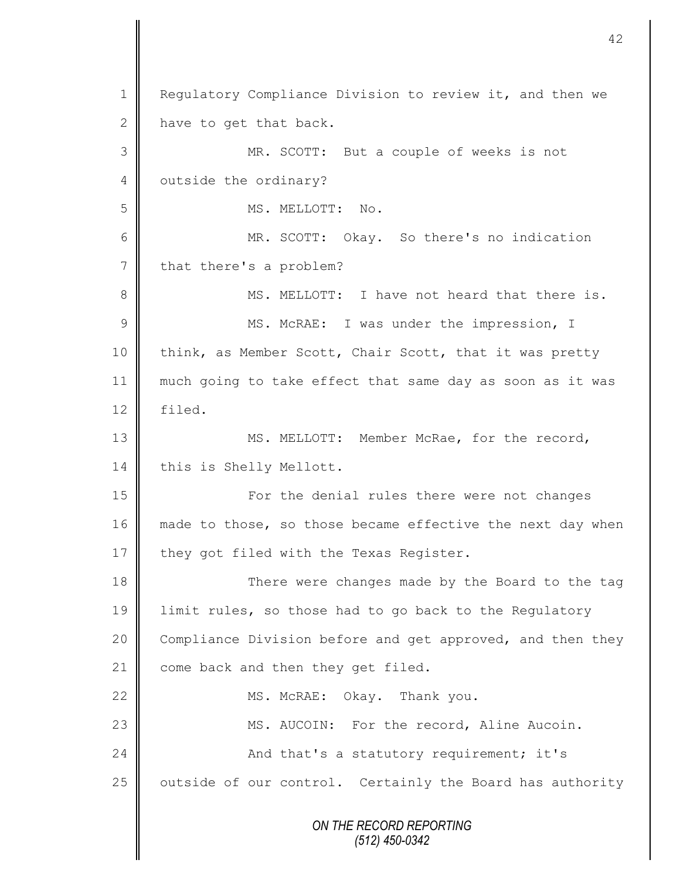Regulatory Compliance Division to review it, and then we have to get that back.

MR. SCOTT: But a couple of weeks is not outside the ordinary?

MS. MELLOTT: No.

MR. SCOTT: Okay. So there's no indication that there's a problem?

MS. MELLOTT: I have not heard that there is.

MS. McRAE: I was under the impression, I think, as Member Scott, Chair Scott, that it was pretty much going to take effect that same day as soon as it was filed.

MS. MELLOTT: Member McRae, for the record, this is Shelly Mellott.

For the denial rules there were not changes made to those, so those became effective the next day when they got filed with the Texas Register.

There were changes made by the Board to the tag limit rules, so those had to go back to the Regulatory Compliance Division before and get approved, and then they come back and then they get filed.

MS. McRAE: Okay. Thank you.

MS. AUCOIN: For the record, Aline Aucoin.

And that's a statutory requirement; it's outside of our control. Certainly the Board has authority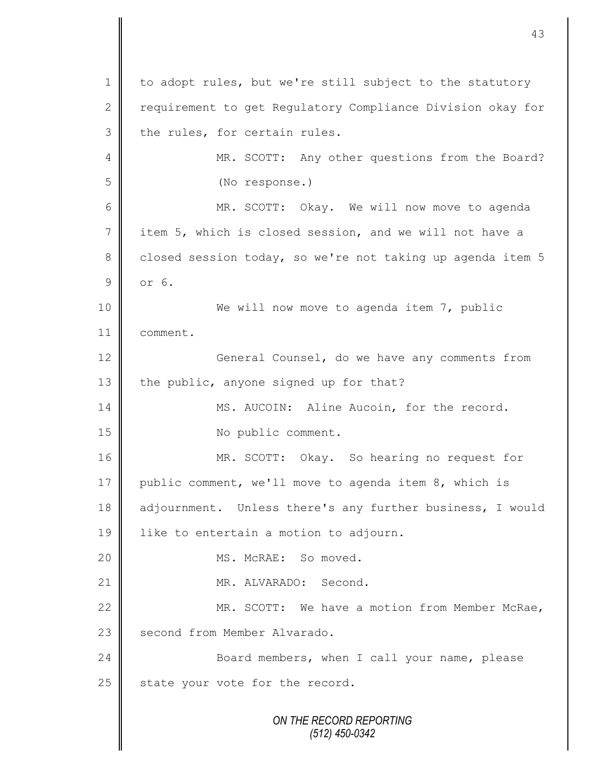to adopt rules, but we're still subject to the statutory requirement to get Regulatory Compliance Division okay for the rules, for certain rules.

MR. SCOTT: Any other questions from the Board?

(No response.)

MR. SCOTT: Okay. We will now move to agenda item 5, which is closed session, and we will not have a closed session today, so we're not taking up agenda item 5 or 6.

We will now move to agenda item 7, public comment.

General Counsel, do we have any comments from the public, anyone signed up for that?

MS. AUCOIN: Aline Aucoin, for the record.

No public comment.

MR. SCOTT: Okay. So hearing no request for public comment, we'll move to agenda item 8, which is adjournment. Unless there's any further business, I would like to entertain a motion to adjourn.

MS. McRAE: So moved.

MR. ALVARADO: Second.

MR. SCOTT: We have a motion from Member McRae, second from Member Alvarado.

Board members, when I call your name, please state your vote for the record.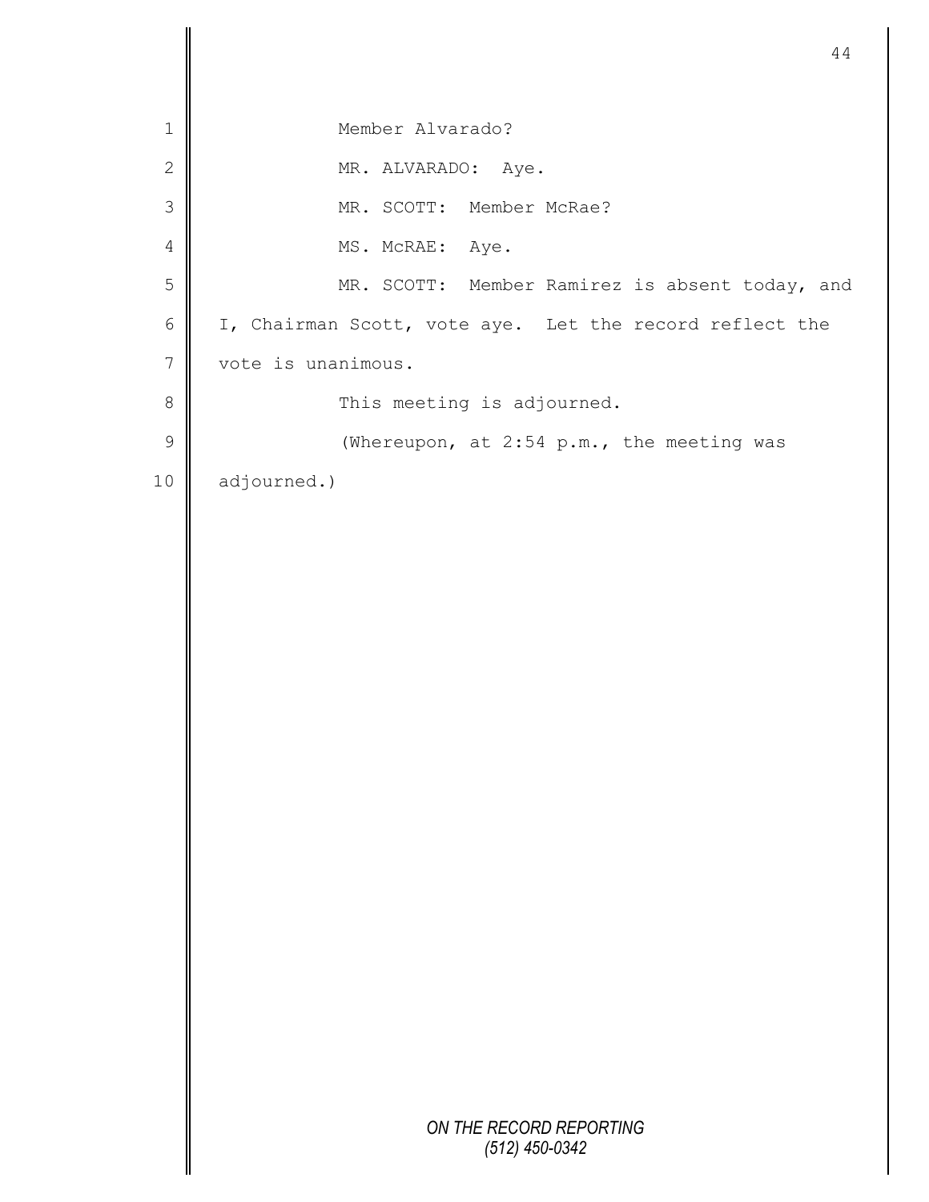Member Alvarado?

MR. ALVARADO: Aye.

MR. SCOTT: Member McRae?

MS. McRAE: Aye.

MR. SCOTT: Member Ramirez is absent today, and I, Chairman Scott, vote aye. Let the record reflect the vote is unanimous.

This meeting is adjourned.

(Whereupon, at 2:54 p.m., the meeting was adjourned.)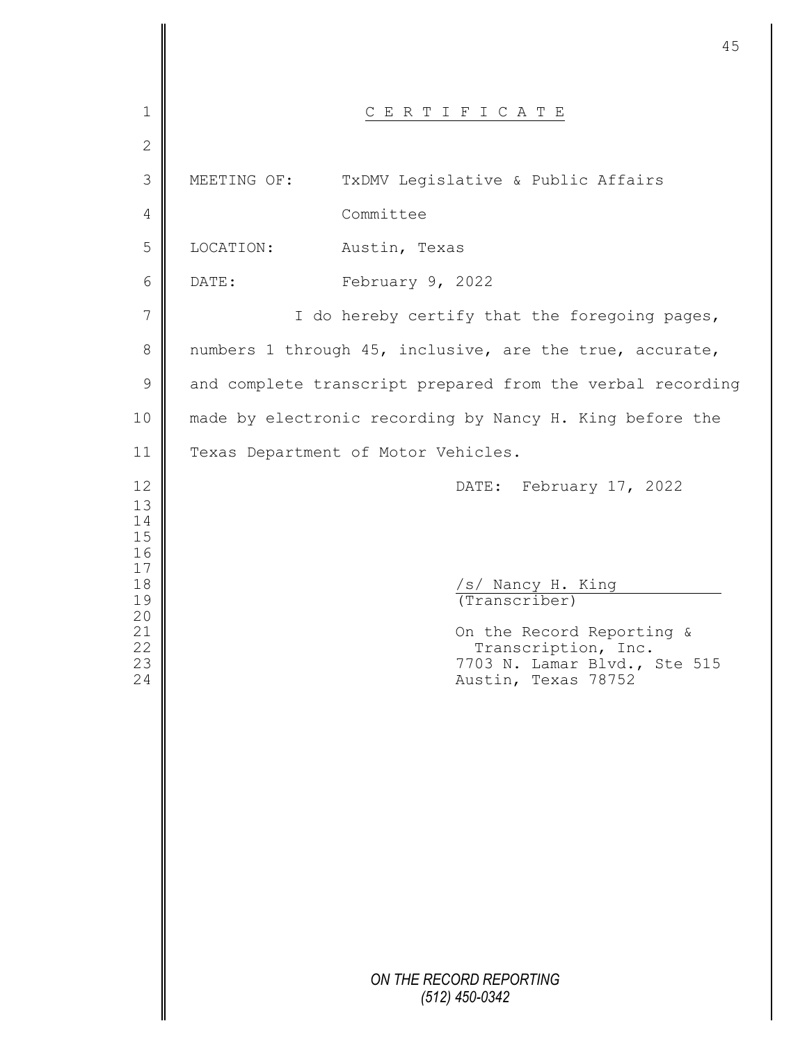# C E R T I F I C A T E

MEETING OF: TxDMV Legislative & Public Affairs Committee

LOCATION: Austin, Texas

DATE: February 9, 2022

I do hereby certify that the foregoing pages, numbers 1 through 45, inclusive, are the true, accurate, and complete transcript prepared from the verbal recording made by electronic recording by Nancy H. King before the Texas Department of Motor Vehicles.

DATE: February 17, 2022

/s/ Nancy H. King
(Transcriber)

On the Record Reporting &
Transcription, Inc.
7703 N. Lamar Blvd., Ste 515
Austin, Texas 78752